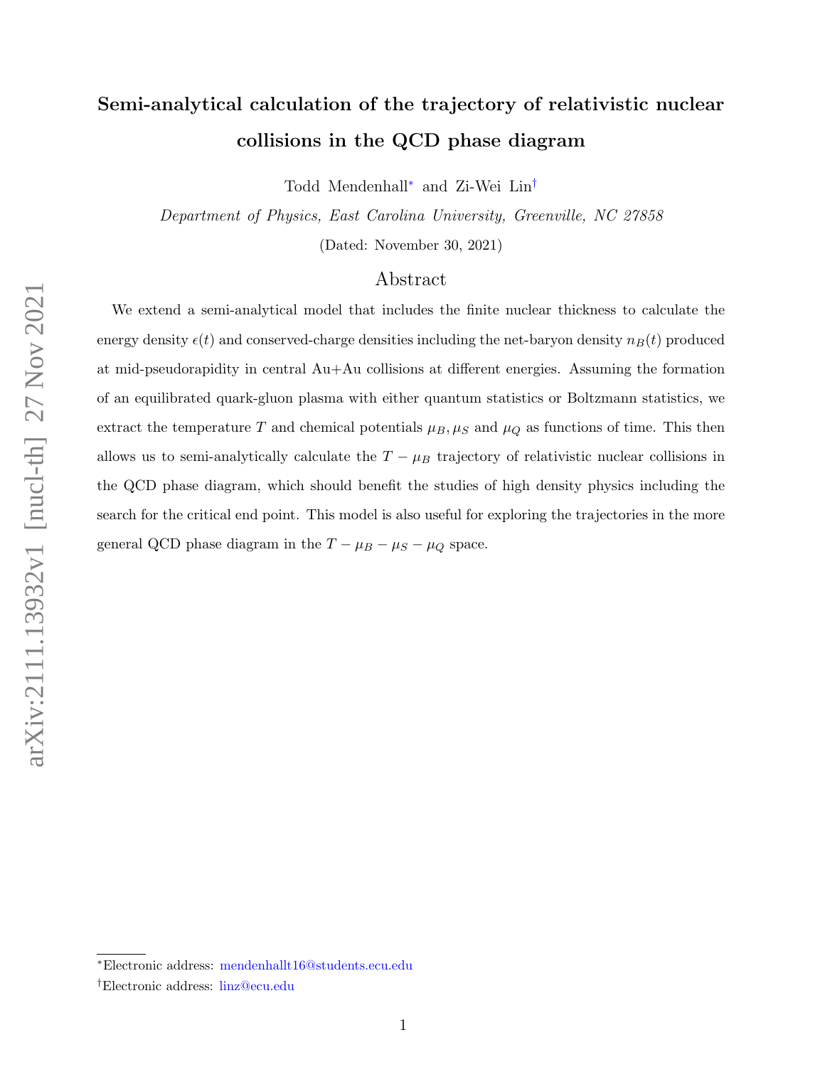# Semi-analytical calculation of the trajectory of relativistic nuclear collisions in the QCD phase diagram

Todd Mendenhall[*] and Zi-Wei Lin[†]

*Department of Physics, East Carolina University, Greenville, NC 27858*

(Dated: November 30, 2021)

## Abstract

We extend a semi-analytical model that includes the finite nuclear thickness to calculate the energy density $\epsilon(t)$ and conserved-charge densities including the net-baryon density $n_B(t)$ produced at mid-pseudorapidity in central Au+Au collisions at different energies. Assuming the formation of an equilibrated quark-gluon plasma with either quantum statistics or Boltzmann statistics, we extract the temperature $T$ and chemical potentials $\mu_B, \mu_S$ and $\mu_Q$ as functions of time. This then allows us to semi-analytically calculate the $T - \mu_B$ trajectory of relativistic nuclear collisions in the QCD phase diagram, which should benefit the studies of high density physics including the search for the critical end point. This model is also useful for exploring the trajectories in the more general QCD phase diagram in the $T - \mu_B - \mu_S - \mu_Q$ space.

---

[*]Electronic address: mendenhallt16@students.ecu.edu

[†]Electronic address: linz@ecu.edu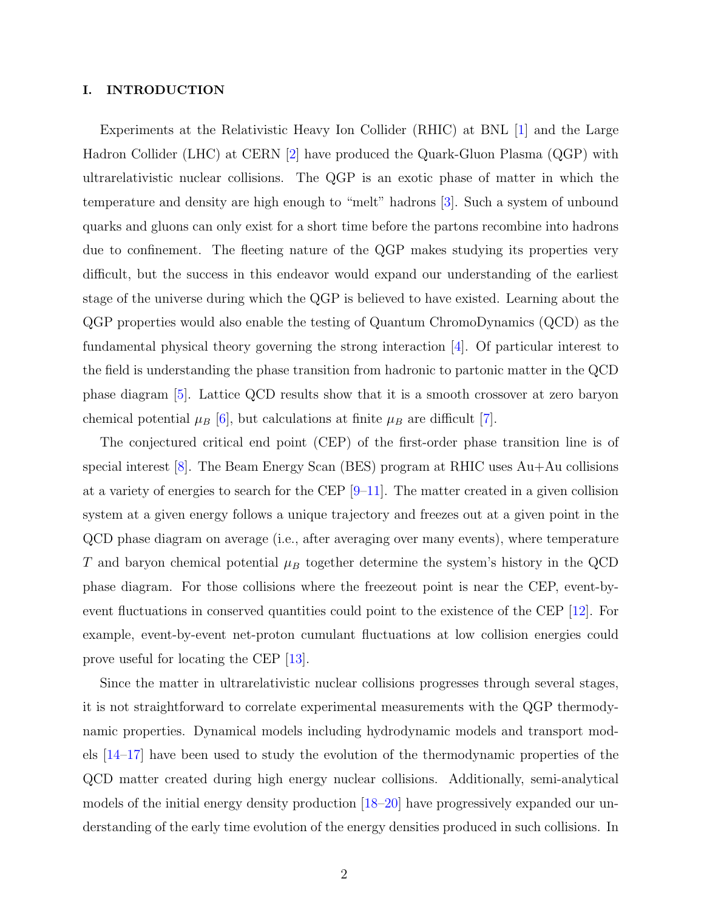## I. INTRODUCTION

Experiments at the Relativistic Heavy Ion Collider (RHIC) at BNL [1] and the Large Hadron Collider (LHC) at CERN [2] have produced the Quark-Gluon Plasma (QGP) with ultrarelativistic nuclear collisions. The QGP is an exotic phase of matter in which the temperature and density are high enough to "melt" hadrons [3]. Such a system of unbound quarks and gluons can only exist for a short time before the partons recombine into hadrons due to confinement. The fleeting nature of the QGP makes studying its properties very difficult, but the success in this endeavor would expand our understanding of the earliest stage of the universe during which the QGP is believed to have existed. Learning about the QGP properties would also enable the testing of Quantum ChromoDynamics (QCD) as the fundamental physical theory governing the strong interaction [4]. Of particular interest to the field is understanding the phase transition from hadronic to partonic matter in the QCD phase diagram [5]. Lattice QCD results show that it is a smooth crossover at zero baryon chemical potential $\mu_B$ [6], but calculations at finite $\mu_B$ are difficult [7].

The conjectured critical end point (CEP) of the first-order phase transition line is of special interest [8]. The Beam Energy Scan (BES) program at RHIC uses Au+Au collisions at a variety of energies to search for the CEP [9–11]. The matter created in a given collision system at a given energy follows a unique trajectory and freezes out at a given point in the QCD phase diagram on average (i.e., after averaging over many events), where temperature $T$ and baryon chemical potential $\mu_B$ together determine the system's history in the QCD phase diagram. For those collisions where the freezeout point is near the CEP, event-by-event fluctuations in conserved quantities could point to the existence of the CEP [12]. For example, event-by-event net-proton cumulant fluctuations at low collision energies could prove useful for locating the CEP [13].

Since the matter in ultrarelativistic nuclear collisions progresses through several stages, it is not straightforward to correlate experimental measurements with the QGP thermodynamic properties. Dynamical models including hydrodynamic models and transport models [14–17] have been used to study the evolution of the thermodynamic properties of the QCD matter created during high energy nuclear collisions. Additionally, semi-analytical models of the initial energy density production [18–20] have progressively expanded our understanding of the early time evolution of the energy densities produced in such collisions. In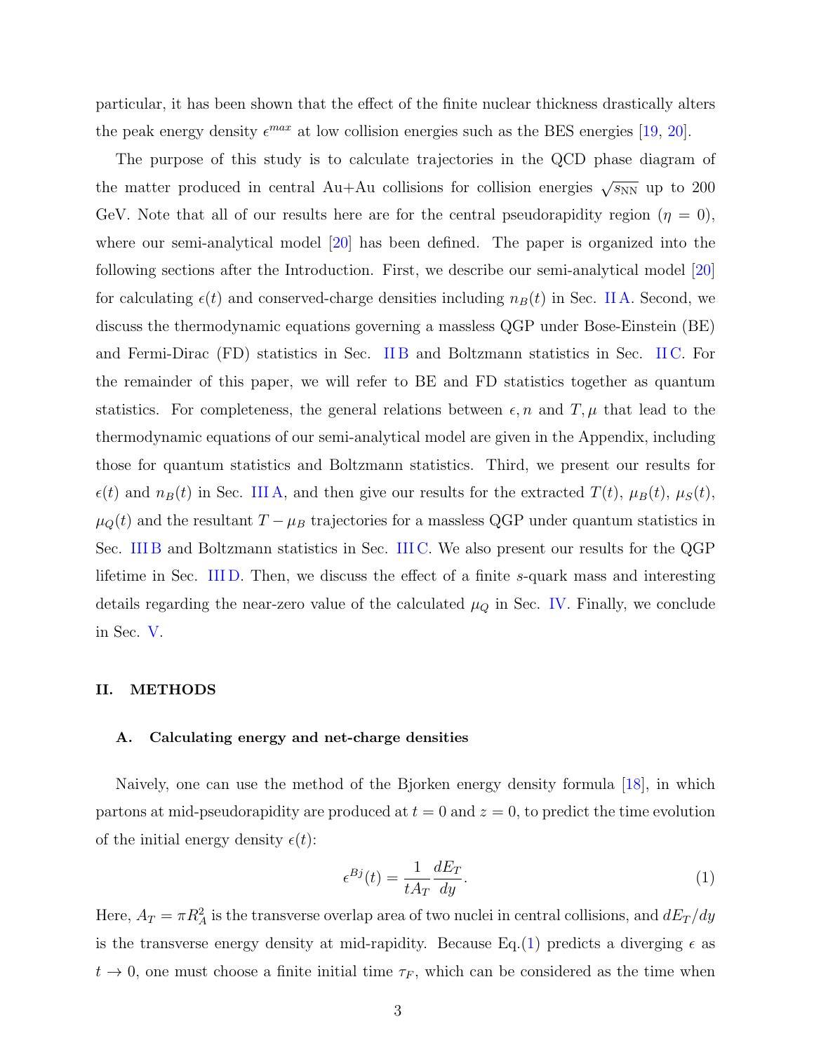particular, it has been shown that the effect of the finite nuclear thickness drastically alters the peak energy density $\epsilon^{max}$ at low collision energies such as the BES energies [19, 20].

The purpose of this study is to calculate trajectories in the QCD phase diagram of the matter produced in central Au+Au collisions for collision energies $\sqrt{s_{\rm NN}}$ up to 200 GeV. Note that all of our results here are for the central pseudorapidity region ($\eta = 0$), where our semi-analytical model [20] has been defined. The paper is organized into the following sections after the Introduction. First, we describe our semi-analytical model [20] for calculating $\epsilon(t)$ and conserved-charge densities including $n_B(t)$ in Sec. II A. Second, we discuss the thermodynamic equations governing a massless QGP under Bose-Einstein (BE) and Fermi-Dirac (FD) statistics in Sec. II B and Boltzmann statistics in Sec. II C. For the remainder of this paper, we will refer to BE and FD statistics together as quantum statistics. For completeness, the general relations between $\epsilon, n$ and $T, \mu$ that lead to the thermodynamic equations of our semi-analytical model are given in the Appendix, including those for quantum statistics and Boltzmann statistics. Third, we present our results for $\epsilon(t)$ and $n_B(t)$ in Sec. III A, and then give our results for the extracted $T(t)$, $\mu_B(t)$, $\mu_S(t)$, $\mu_Q(t)$ and the resultant $T - \mu_B$ trajectories for a massless QGP under quantum statistics in Sec. III B and Boltzmann statistics in Sec. III C. We also present our results for the QGP lifetime in Sec. III D. Then, we discuss the effect of a finite $s$-quark mass and interesting details regarding the near-zero value of the calculated $\mu_Q$ in Sec. IV. Finally, we conclude in Sec. V.

## II. METHODS

### A. Calculating energy and net-charge densities

Naively, one can use the method of the Bjorken energy density formula [18], in which partons at mid-pseudorapidity are produced at $t = 0$ and $z = 0$, to predict the time evolution of the initial energy density $\epsilon(t)$:

$$\epsilon^{Bj}(t) = \frac{1}{tA_T}\frac{dE_T}{dy}. \tag{1}$$

Here, $A_T = \pi R_A^2$ is the transverse overlap area of two nuclei in central collisions, and $dE_T/dy$ is the transverse energy density at mid-rapidity. Because Eq.(1) predicts a diverging $\epsilon$ as $t \to 0$, one must choose a finite initial time $\tau_F$, which can be considered as the time when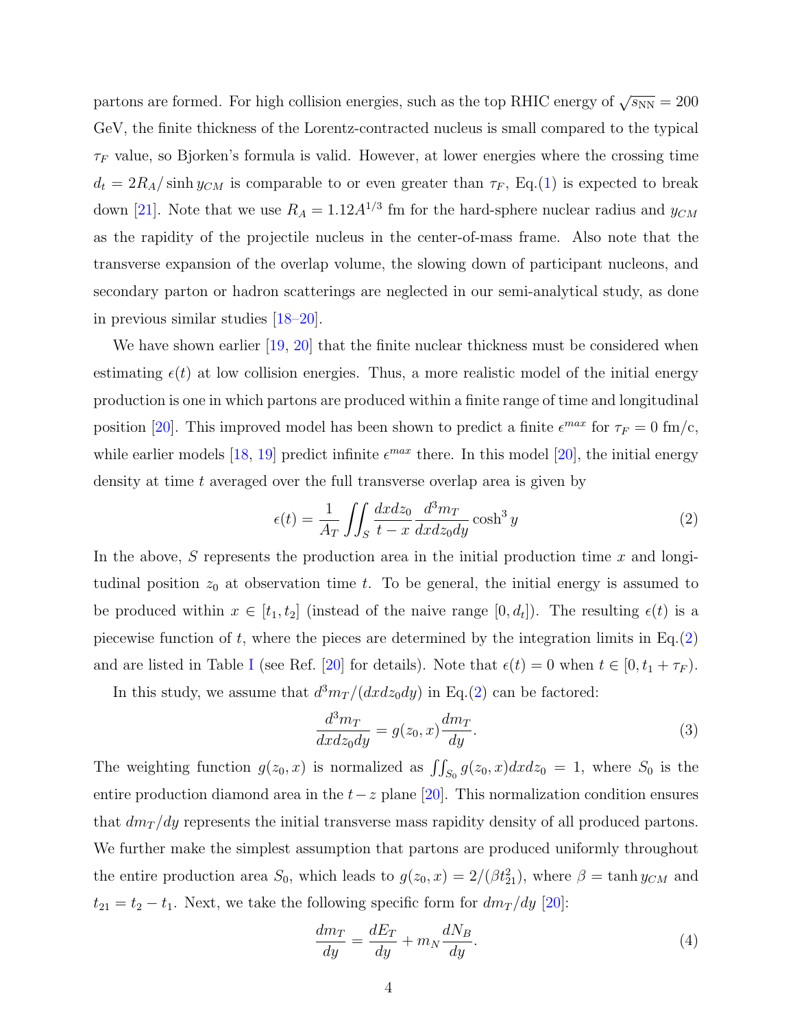partons are formed. For high collision energies, such as the top RHIC energy of $\sqrt{s_{\rm NN}} = 200$ GeV, the finite thickness of the Lorentz-contracted nucleus is small compared to the typical $\tau_F$ value, so Bjorken's formula is valid. However, at lower energies where the crossing time $d_t = 2R_A/\sinh y_{CM}$ is comparable to or even greater than $\tau_F$, Eq.(1) is expected to break down [21]. Note that we use $R_A = 1.12A^{1/3}$ fm for the hard-sphere nuclear radius and $y_{CM}$ as the rapidity of the projectile nucleus in the center-of-mass frame. Also note that the transverse expansion of the overlap volume, the slowing down of participant nucleons, and secondary parton or hadron scatterings are neglected in our semi-analytical study, as done in previous similar studies [18–20].

We have shown earlier [19, 20] that the finite nuclear thickness must be considered when estimating $\epsilon(t)$ at low collision energies. Thus, a more realistic model of the initial energy production is one in which partons are produced within a finite range of time and longitudinal position [20]. This improved model has been shown to predict a finite $\epsilon^{max}$ for $\tau_F = 0$ fm/c, while earlier models [18, 19] predict infinite $\epsilon^{max}$ there. In this model [20], the initial energy density at time $t$ averaged over the full transverse overlap area is given by

$$\epsilon(t) = \frac{1}{A_T} \iint_S \frac{dx dz_0}{t-x} \frac{d^3 m_T}{dx dz_0 dy} \cosh^3 y \tag{2}$$

In the above, $S$ represents the production area in the initial production time $x$ and longitudinal position $z_0$ at observation time $t$. To be general, the initial energy is assumed to be produced within $x \in [t_1, t_2]$ (instead of the naive range $[0, d_t]$). The resulting $\epsilon(t)$ is a piecewise function of $t$, where the pieces are determined by the integration limits in Eq.(2) and are listed in Table I (see Ref. [20] for details). Note that $\epsilon(t) = 0$ when $t \in [0, t_1 + \tau_F)$.

In this study, we assume that $d^3 m_T/(dx dz_0 dy)$ in Eq.(2) can be factored:

$$\frac{d^3 m_T}{dx dz_0 dy} = g(z_0, x) \frac{dm_T}{dy}. \tag{3}$$

The weighting function $g(z_0, x)$ is normalized as $\iint_{S_0} g(z_0, x) dx dz_0 = 1$, where $S_0$ is the entire production diamond area in the $t-z$ plane [20]. This normalization condition ensures that $dm_T/dy$ represents the initial transverse mass rapidity density of all produced partons. We further make the simplest assumption that partons are produced uniformly throughout the entire production area $S_0$, which leads to $g(z_0, x) = 2/(\beta t_{21}^2)$, where $\beta = \tanh y_{CM}$ and $t_{21} = t_2 - t_1$. Next, we take the following specific form for $dm_T/dy$ [20]:

$$\frac{dm_T}{dy} = \frac{dE_T}{dy} + m_N \frac{dN_B}{dy}. \tag{4}$$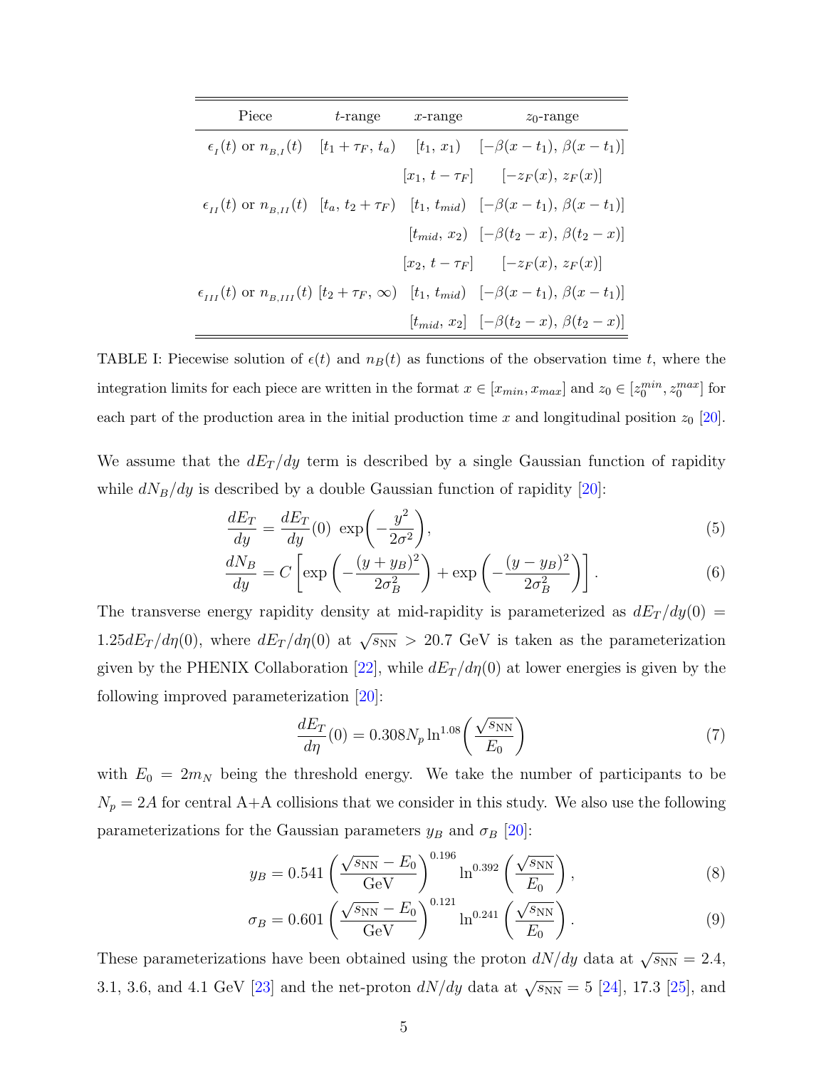| Piece | $t$-range | $x$-range | $z_0$-range |
|---|---|---|---|
| $\epsilon_{_I}(t)$ or $n_{_{B,I}}(t)$ | $[t_1+\tau_F,\, t_a)$ | $[t_1,\, x_1)$ | $[-\beta(x-t_1),\, \beta(x-t_1)]$ |
| | | $[x_1,\, t-\tau_F]$ | $[-z_F(x),\, z_F(x)]$ |
| $\epsilon_{_{II}}(t)$ or $n_{_{B,II}}(t)$ | $[t_a,\, t_2+\tau_F)$ | $[t_1,\, t_{mid})$ | $[-\beta(x-t_1),\, \beta(x-t_1)]$ |
| | | $[t_{mid},\, x_2)$ | $[-\beta(t_2-x),\, \beta(t_2-x)]$ |
| | | $[x_2,\, t-\tau_F]$ | $[-z_F(x),\, z_F(x)]$ |
| $\epsilon_{_{III}}(t)$ or $n_{_{B,III}}(t)$ | $[t_2+\tau_F,\, \infty)$ | $[t_1,\, t_{mid})$ | $[-\beta(x-t_1),\, \beta(x-t_1)]$ |
| | | $[t_{mid},\, x_2]$ | $[-\beta(t_2-x),\, \beta(t_2-x)]$ |

TABLE I: Piecewise solution of $\epsilon(t)$ and $n_B(t)$ as functions of the observation time $t$, where the integration limits for each piece are written in the format $x \in [x_{min}, x_{max}]$ and $z_0 \in [z_0^{min}, z_0^{max}]$ for each part of the production area in the initial production time $x$ and longitudinal position $z_0$ [20].

We assume that the $dE_T/dy$ term is described by a single Gaussian function of rapidity while $dN_B/dy$ is described by a double Gaussian function of rapidity [20]:

$$\frac{dE_T}{dy} = \frac{dE_T}{dy}(0)\ \exp\!\left(-\frac{y^2}{2\sigma^2}\right), \tag{5}$$

$$\frac{dN_B}{dy} = C\left[\exp\left(-\frac{(y+y_B)^2}{2\sigma_B^2}\right) + \exp\left(-\frac{(y-y_B)^2}{2\sigma_B^2}\right)\right]. \tag{6}$$

The transverse energy rapidity density at mid-rapidity is parameterized as $dE_T/dy(0) = 1.25 dE_T/d\eta(0)$, where $dE_T/d\eta(0)$ at $\sqrt{s_{\rm NN}} > 20.7$ GeV is taken as the parameterization given by the PHENIX Collaboration [22], while $dE_T/d\eta(0)$ at lower energies is given by the following improved parameterization [20]:

$$\frac{dE_T}{d\eta}(0) = 0.308 N_p \ln^{1.08}\!\left(\frac{\sqrt{s_{\rm NN}}}{E_0}\right) \tag{7}$$

with $E_0 = 2m_N$ being the threshold energy. We take the number of participants to be $N_p = 2A$ for central A+A collisions that we consider in this study. We also use the following parameterizations for the Gaussian parameters $y_B$ and $\sigma_B$ [20]:

$$y_B = 0.541\left(\frac{\sqrt{s_{\rm NN}} - E_0}{\rm GeV}\right)^{0.196} \ln^{0.392}\left(\frac{\sqrt{s_{\rm NN}}}{E_0}\right), \tag{8}$$

$$\sigma_B = 0.601\left(\frac{\sqrt{s_{\rm NN}} - E_0}{\rm GeV}\right)^{0.121} \ln^{0.241}\left(\frac{\sqrt{s_{\rm NN}}}{E_0}\right). \tag{9}$$

These parameterizations have been obtained using the proton $dN/dy$ data at $\sqrt{s_{\rm NN}} = 2.4$, 3.1, 3.6, and 4.1 GeV [23] and the net-proton $dN/dy$ data at $\sqrt{s_{\rm NN}} = 5$ [24], 17.3 [25], and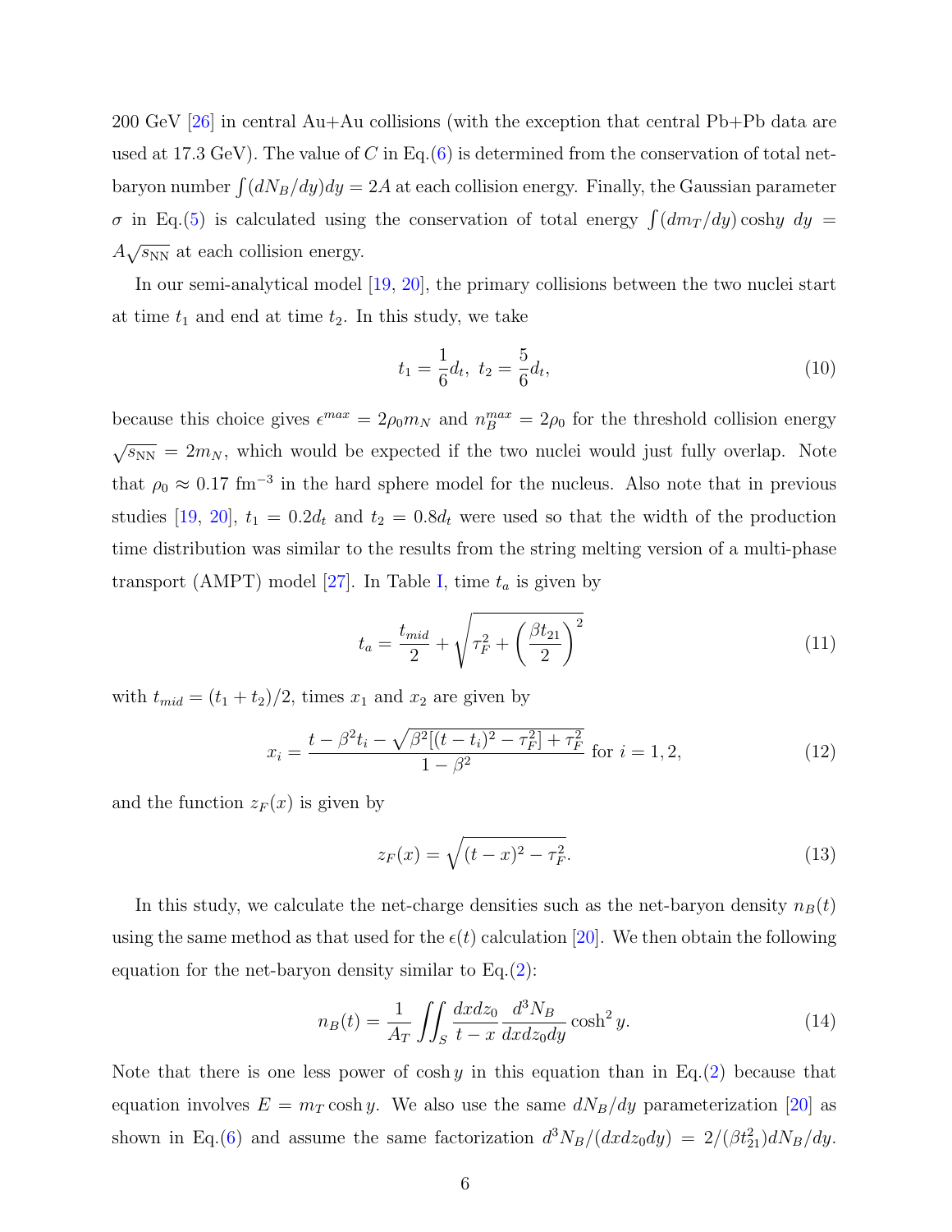200 GeV [26] in central Au+Au collisions (with the exception that central Pb+Pb data are used at 17.3 GeV). The value of $C$ in Eq.(6) is determined from the conservation of total net-baryon number $\int (dN_B/dy)dy = 2A$ at each collision energy. Finally, the Gaussian parameter $\sigma$ in Eq.(5) is calculated using the conservation of total energy $\int (dm_T/dy)\cosh y \, dy = A\sqrt{s_{\rm NN}}$ at each collision energy.

In our semi-analytical model [19, 20], the primary collisions between the two nuclei start at time $t_1$ and end at time $t_2$. In this study, we take

$$t_1 = \frac{1}{6}d_t, \; t_2 = \frac{5}{6}d_t, \tag{10}$$

because this choice gives $\epsilon^{max} = 2\rho_0 m_N$ and $n_B^{max} = 2\rho_0$ for the threshold collision energy $\sqrt{s_{\rm NN}} = 2m_N$, which would be expected if the two nuclei would just fully overlap. Note that $\rho_0 \approx 0.17$ fm$^{-3}$ in the hard sphere model for the nucleus. Also note that in previous studies [19, 20], $t_1 = 0.2d_t$ and $t_2 = 0.8d_t$ were used so that the width of the production time distribution was similar to the results from the string melting version of a multi-phase transport (AMPT) model [27]. In Table I, time $t_a$ is given by

$$t_a = \frac{t_{mid}}{2} + \sqrt{\tau_F^2 + \left(\frac{\beta t_{21}}{2}\right)^2} \tag{11}$$

with $t_{mid} = (t_1 + t_2)/2$, times $x_1$ and $x_2$ are given by

$$x_i = \frac{t - \beta^2 t_i - \sqrt{\beta^2[(t-t_i)^2 - \tau_F^2] + \tau_F^2}}{1-\beta^2} \text{ for } i = 1, 2, \tag{12}$$

and the function $z_F(x)$ is given by

$$z_F(x) = \sqrt{(t-x)^2 - \tau_F^2}. \tag{13}$$

In this study, we calculate the net-charge densities such as the net-baryon density $n_B(t)$ using the same method as that used for the $\epsilon(t)$ calculation [20]. We then obtain the following equation for the net-baryon density similar to Eq.(2):

$$n_B(t) = \frac{1}{A_T} \iint_S \frac{dx dz_0}{t-x} \frac{d^3 N_B}{dx dz_0 dy} \cosh^2 y. \tag{14}$$

Note that there is one less power of $\cosh y$ in this equation than in Eq.(2) because that equation involves $E = m_T \cosh y$. We also use the same $dN_B/dy$ parameterization [20] as shown in Eq.(6) and assume the same factorization $d^3N_B/(dx dz_0 dy) = 2/(\beta t_{21}^2) dN_B/dy$.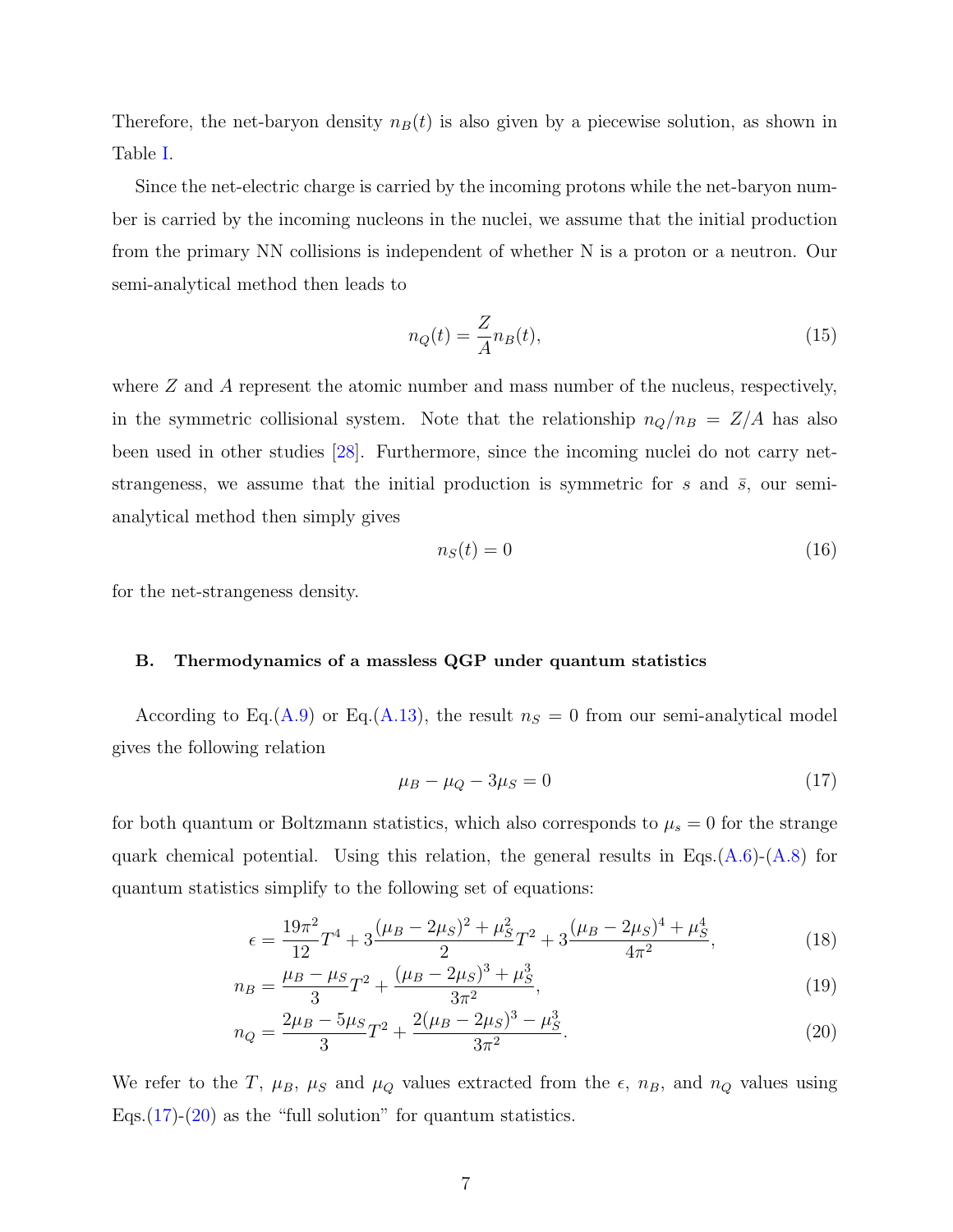Therefore, the net-baryon density $n_B(t)$ is also given by a piecewise solution, as shown in Table I.

Since the net-electric charge is carried by the incoming protons while the net-baryon number is carried by the incoming nucleons in the nuclei, we assume that the initial production from the primary NN collisions is independent of whether N is a proton or a neutron. Our semi-analytical method then leads to

$$n_Q(t) = \frac{Z}{A} n_B(t), \tag{15}$$

where $Z$ and $A$ represent the atomic number and mass number of the nucleus, respectively, in the symmetric collisional system. Note that the relationship $n_Q/n_B = Z/A$ has also been used in other studies [28]. Furthermore, since the incoming nuclei do not carry net-strangeness, we assume that the initial production is symmetric for $s$ and $\bar{s}$, our semi-analytical method then simply gives

$$n_S(t) = 0 \tag{16}$$

for the net-strangeness density.

### B. Thermodynamics of a massless QGP under quantum statistics

According to Eq.(A.9) or Eq.(A.13), the result $n_S = 0$ from our semi-analytical model gives the following relation

$$\mu_B - \mu_Q - 3\mu_S = 0 \tag{17}$$

for both quantum or Boltzmann statistics, which also corresponds to $\mu_s = 0$ for the strange quark chemical potential. Using this relation, the general results in Eqs.(A.6)-(A.8) for quantum statistics simplify to the following set of equations:

$$\epsilon = \frac{19\pi^2}{12}T^4 + 3\frac{(\mu_B - 2\mu_S)^2 + \mu_S^2}{2}T^2 + 3\frac{(\mu_B - 2\mu_S)^4 + \mu_S^4}{4\pi^2}, \tag{18}$$

$$n_B = \frac{\mu_B - \mu_S}{3}T^2 + \frac{(\mu_B - 2\mu_S)^3 + \mu_S^3}{3\pi^2}, \tag{19}$$

$$n_Q = \frac{2\mu_B - 5\mu_S}{3}T^2 + \frac{2(\mu_B - 2\mu_S)^3 - \mu_S^3}{3\pi^2}. \tag{20}$$

We refer to the $T$, $\mu_B$, $\mu_S$ and $\mu_Q$ values extracted from the $\epsilon$, $n_B$, and $n_Q$ values using Eqs.(17)-(20) as the "full solution" for quantum statistics.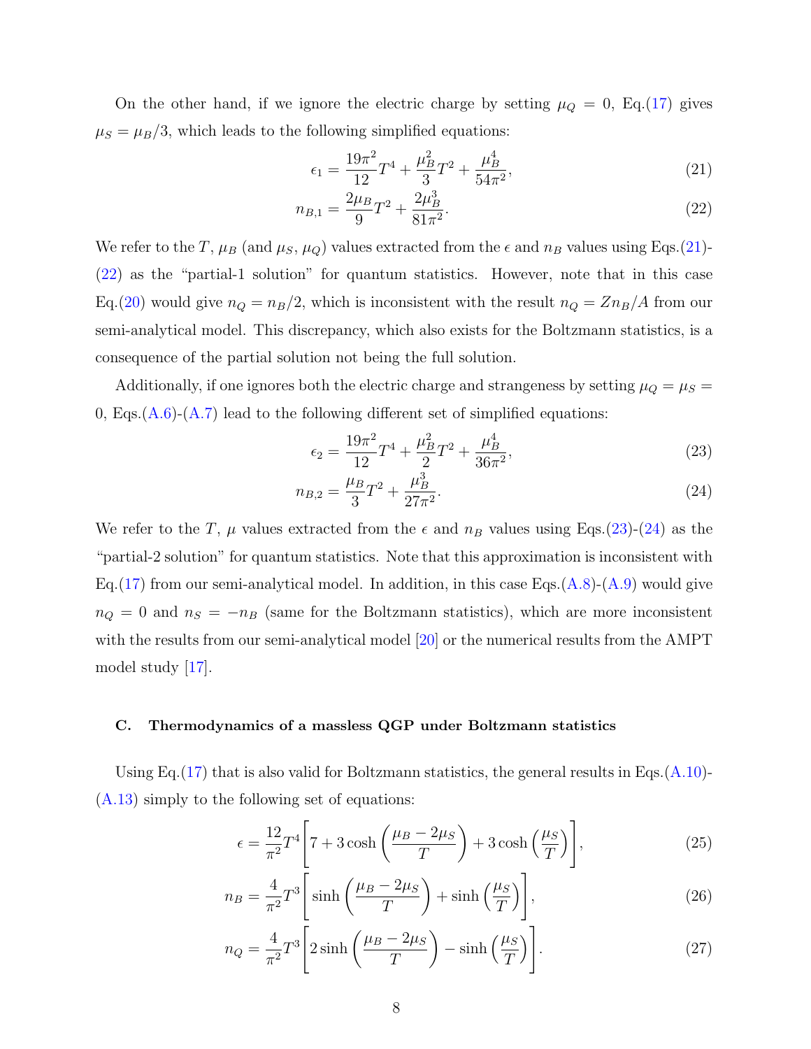On the other hand, if we ignore the electric charge by setting $\mu_Q = 0$, Eq.(17) gives $\mu_S = \mu_B/3$, which leads to the following simplified equations:

$$\epsilon_1 = \frac{19\pi^2}{12}T^4 + \frac{\mu_B^2}{3}T^2 + \frac{\mu_B^4}{54\pi^2}, \tag{21}$$

$$n_{B,1} = \frac{2\mu_B}{9}T^2 + \frac{2\mu_B^3}{81\pi^2}. \tag{22}$$

We refer to the $T$, $\mu_B$ (and $\mu_S$, $\mu_Q$) values extracted from the $\epsilon$ and $n_B$ values using Eqs.(21)-(22) as the "partial-1 solution" for quantum statistics. However, note that in this case Eq.(20) would give $n_Q = n_B/2$, which is inconsistent with the result $n_Q = Zn_B/A$ from our semi-analytical model. This discrepancy, which also exists for the Boltzmann statistics, is a consequence of the partial solution not being the full solution.

Additionally, if one ignores both the electric charge and strangeness by setting $\mu_Q = \mu_S = 0$, Eqs.(A.6)-(A.7) lead to the following different set of simplified equations:

$$\epsilon_2 = \frac{19\pi^2}{12}T^4 + \frac{\mu_B^2}{2}T^2 + \frac{\mu_B^4}{36\pi^2}, \tag{23}$$

$$n_{B,2} = \frac{\mu_B}{3}T^2 + \frac{\mu_B^3}{27\pi^2}. \tag{24}$$

We refer to the $T$, $\mu$ values extracted from the $\epsilon$ and $n_B$ values using Eqs.(23)-(24) as the "partial-2 solution" for quantum statistics. Note that this approximation is inconsistent with Eq.(17) from our semi-analytical model. In addition, in this case Eqs.(A.8)-(A.9) would give $n_Q = 0$ and $n_S = -n_B$ (same for the Boltzmann statistics), which are more inconsistent with the results from our semi-analytical model [20] or the numerical results from the AMPT model study [17].

### C. Thermodynamics of a massless QGP under Boltzmann statistics

Using Eq.(17) that is also valid for Boltzmann statistics, the general results in Eqs.(A.10)-(A.13) simply to the following set of equations:

$$\epsilon = \frac{12}{\pi^2}T^4\left[7 + 3\cosh\left(\frac{\mu_B - 2\mu_S}{T}\right) + 3\cosh\left(\frac{\mu_S}{T}\right)\right], \tag{25}$$

$$n_B = \frac{4}{\pi^2}T^3\left[\sinh\left(\frac{\mu_B - 2\mu_S}{T}\right) + \sinh\left(\frac{\mu_S}{T}\right)\right], \tag{26}$$

$$n_Q = \frac{4}{\pi^2}T^3\left[2\sinh\left(\frac{\mu_B - 2\mu_S}{T}\right) - \sinh\left(\frac{\mu_S}{T}\right)\right]. \tag{27}$$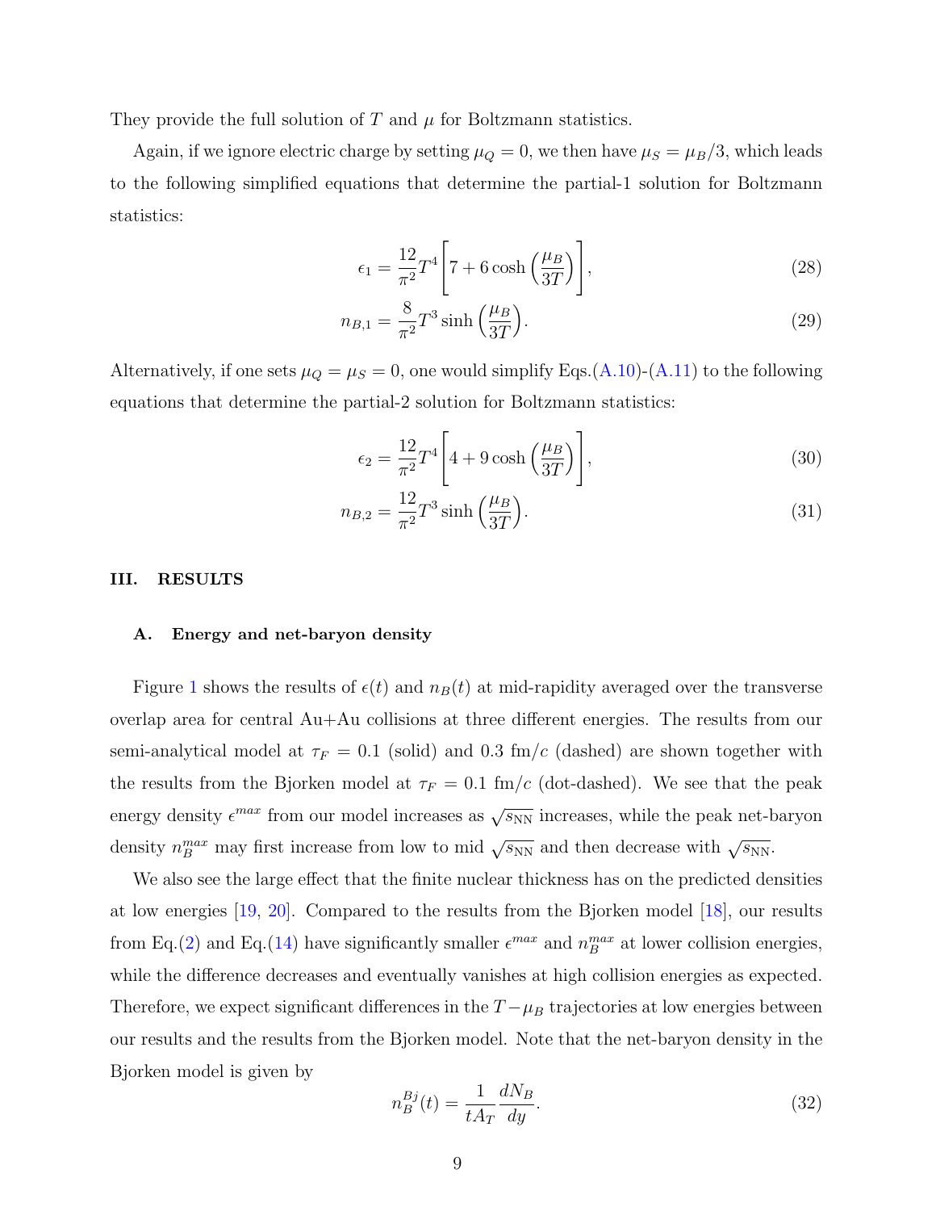They provide the full solution of $T$ and $\mu$ for Boltzmann statistics.

Again, if we ignore electric charge by setting $\mu_Q = 0$, we then have $\mu_S = \mu_B/3$, which leads to the following simplified equations that determine the partial-1 solution for Boltzmann statistics:

$$\epsilon_1 = \frac{12}{\pi^2} T^4 \left[ 7 + 6 \cosh\left(\frac{\mu_B}{3T}\right) \right], \tag{28}$$

$$n_{B,1} = \frac{8}{\pi^2} T^3 \sinh\left(\frac{\mu_B}{3T}\right). \tag{29}$$

Alternatively, if one sets $\mu_Q = \mu_S = 0$, one would simplify Eqs.(A.10)-(A.11) to the following equations that determine the partial-2 solution for Boltzmann statistics:

$$\epsilon_2 = \frac{12}{\pi^2} T^4 \left[ 4 + 9 \cosh\left(\frac{\mu_B}{3T}\right) \right], \tag{30}$$

$$n_{B,2} = \frac{12}{\pi^2} T^3 \sinh\left(\frac{\mu_B}{3T}\right). \tag{31}$$

## III. RESULTS

### A. Energy and net-baryon density

Figure 1 shows the results of $\epsilon(t)$ and $n_B(t)$ at mid-rapidity averaged over the transverse overlap area for central Au+Au collisions at three different energies. The results from our semi-analytical model at $\tau_F = 0.1$ (solid) and 0.3 fm/$c$ (dashed) are shown together with the results from the Bjorken model at $\tau_F = 0.1$ fm/$c$ (dot-dashed). We see that the peak energy density $\epsilon^{max}$ from our model increases as $\sqrt{s_{\rm NN}}$ increases, while the peak net-baryon density $n_B^{max}$ may first increase from low to mid $\sqrt{s_{\rm NN}}$ and then decrease with $\sqrt{s_{\rm NN}}$.

We also see the large effect that the finite nuclear thickness has on the predicted densities at low energies [19, 20]. Compared to the results from the Bjorken model [18], our results from Eq.(2) and Eq.(14) have significantly smaller $\epsilon^{max}$ and $n_B^{max}$ at lower collision energies, while the difference decreases and eventually vanishes at high collision energies as expected. Therefore, we expect significant differences in the $T-\mu_B$ trajectories at low energies between our results and the results from the Bjorken model. Note that the net-baryon density in the Bjorken model is given by

$$n_B^{Bj}(t) = \frac{1}{tA_T} \frac{dN_B}{dy}. \tag{32}$$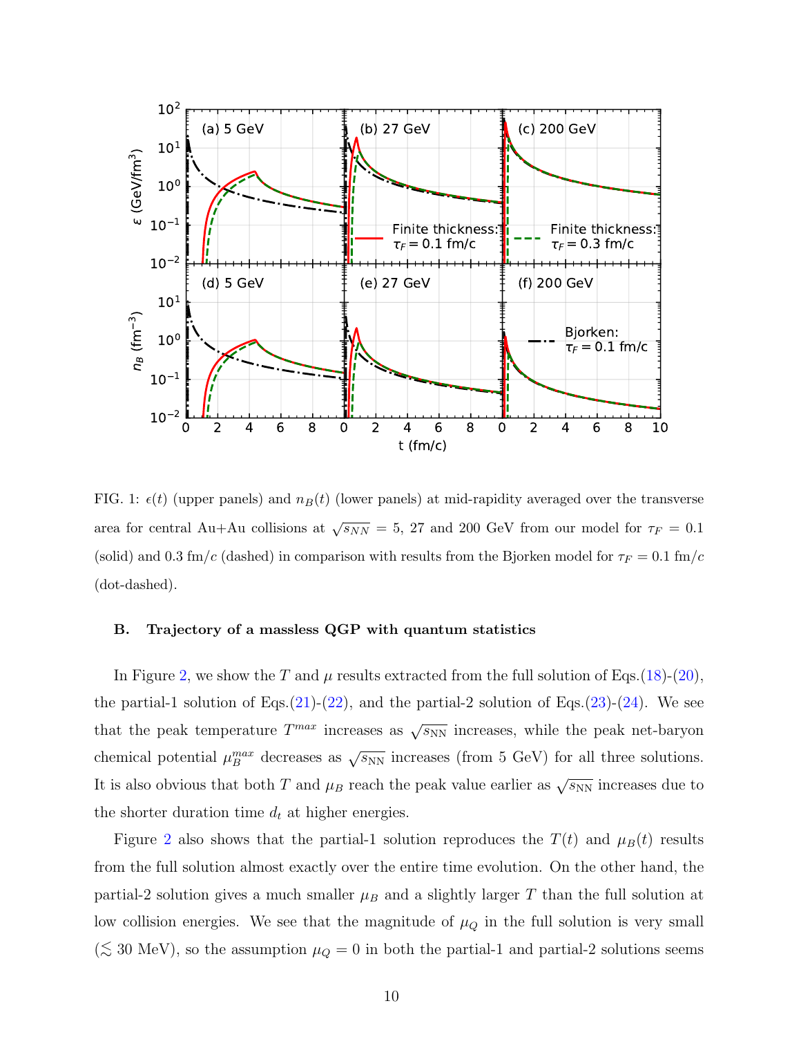FIG. 1: $\epsilon(t)$ (upper panels) and $n_B(t)$ (lower panels) at mid-rapidity averaged over the transverse area for central Au+Au collisions at $\sqrt{s_{NN}}$ = 5, 27 and 200 GeV from our model for $\tau_F$ = 0.1 (solid) and 0.3 fm/$c$ (dashed) in comparison with results from the Bjorken model for $\tau_F$ = 0.1 fm/$c$ (dot-dashed).

### B. Trajectory of a massless QGP with quantum statistics

In Figure 2, we show the $T$ and $\mu$ results extracted from the full solution of Eqs.(18)-(20), the partial-1 solution of Eqs.(21)-(22), and the partial-2 solution of Eqs.(23)-(24). We see that the peak temperature $T^{max}$ increases as $\sqrt{s_{\rm NN}}$ increases, while the peak net-baryon chemical potential $\mu_B^{max}$ decreases as $\sqrt{s_{\rm NN}}$ increases (from 5 GeV) for all three solutions. It is also obvious that both $T$ and $\mu_B$ reach the peak value earlier as $\sqrt{s_{\rm NN}}$ increases due to the shorter duration time $d_t$ at higher energies.

Figure 2 also shows that the partial-1 solution reproduces the $T(t)$ and $\mu_B(t)$ results from the full solution almost exactly over the entire time evolution. On the other hand, the partial-2 solution gives a much smaller $\mu_B$ and a slightly larger $T$ than the full solution at low collision energies. We see that the magnitude of $\mu_Q$ in the full solution is very small ($\lesssim$ 30 MeV), so the assumption $\mu_Q = 0$ in both the partial-1 and partial-2 solutions seems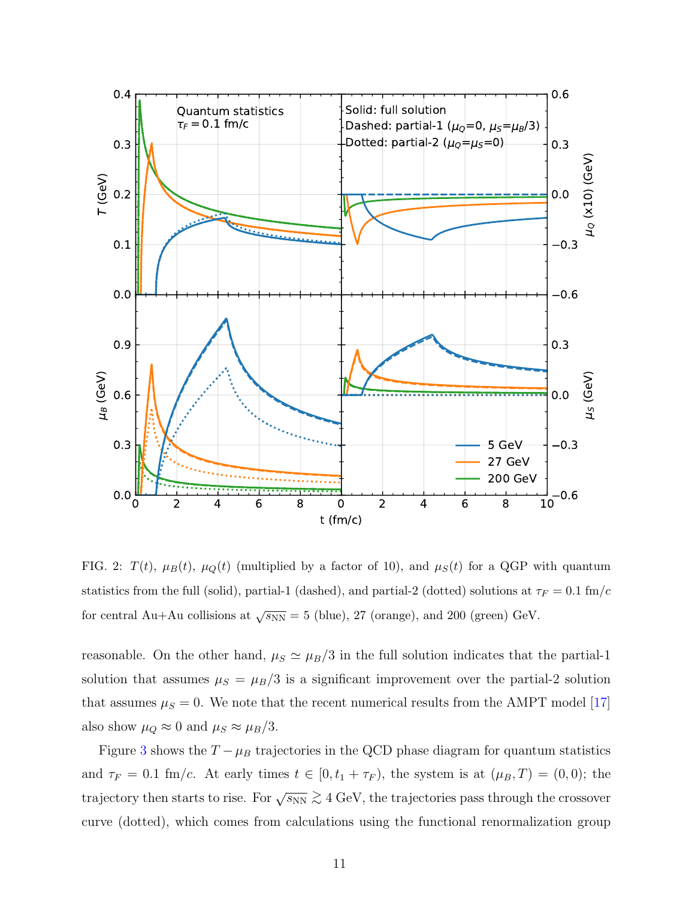FIG. 2: $T(t)$, $\mu_B(t)$, $\mu_Q(t)$ (multiplied by a factor of 10), and $\mu_S(t)$ for a QGP with quantum statistics from the full (solid), partial-1 (dashed), and partial-2 (dotted) solutions at $\tau_F = 0.1$ fm/$c$ for central Au+Au collisions at $\sqrt{s_{\rm NN}} = 5$ (blue), 27 (orange), and 200 (green) GeV.

reasonable. On the other hand, $\mu_S \simeq \mu_B/3$ in the full solution indicates that the partial-1 solution that assumes $\mu_S = \mu_B/3$ is a significant improvement over the partial-2 solution that assumes $\mu_S = 0$. We note that the recent numerical results from the AMPT model [17] also show $\mu_Q \approx 0$ and $\mu_S \approx \mu_B/3$.

Figure 3 shows the $T - \mu_B$ trajectories in the QCD phase diagram for quantum statistics and $\tau_F = 0.1$ fm/$c$. At early times $t \in [0, t_1 + \tau_F)$, the system is at $(\mu_B, T) = (0, 0)$; the trajectory then starts to rise. For $\sqrt{s_{\rm NN}} \gtrsim 4$ GeV, the trajectories pass through the crossover curve (dotted), which comes from calculations using the functional renormalization group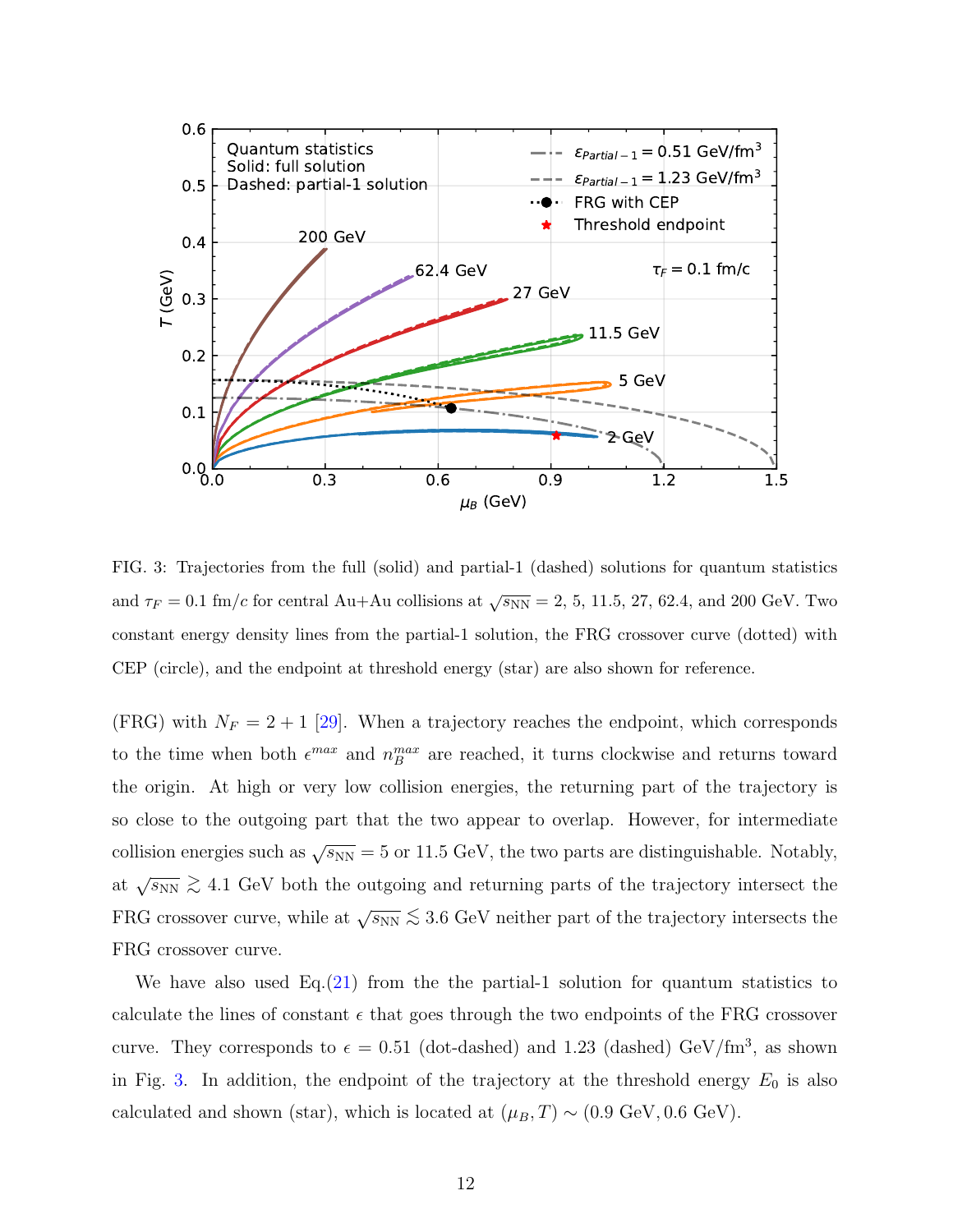FIG. 3: Trajectories from the full (solid) and partial-1 (dashed) solutions for quantum statistics and $\tau_F = 0.1$ fm/$c$ for central Au+Au collisions at $\sqrt{s_{\rm NN}} = 2$, 5, 11.5, 27, 62.4, and 200 GeV. Two constant energy density lines from the partial-1 solution, the FRG crossover curve (dotted) with CEP (circle), and the endpoint at threshold energy (star) are also shown for reference.

(FRG) with $N_F = 2+1$ [29]. When a trajectory reaches the endpoint, which corresponds to the time when both $\epsilon^{max}$ and $n_B^{max}$ are reached, it turns clockwise and returns toward the origin. At high or very low collision energies, the returning part of the trajectory is so close to the outgoing part that the two appear to overlap. However, for intermediate collision energies such as $\sqrt{s_{\rm NN}} = 5$ or 11.5 GeV, the two parts are distinguishable. Notably, at $\sqrt{s_{\rm NN}} \gtrsim 4.1$ GeV both the outgoing and returning parts of the trajectory intersect the FRG crossover curve, while at $\sqrt{s_{\rm NN}} \lesssim 3.6$ GeV neither part of the trajectory intersects the FRG crossover curve.

We have also used Eq.(21) from the the partial-1 solution for quantum statistics to calculate the lines of constant $\epsilon$ that goes through the two endpoints of the FRG crossover curve. They corresponds to $\epsilon = 0.51$ (dot-dashed) and 1.23 (dashed) GeV/fm$^3$, as shown in Fig. 3. In addition, the endpoint of the trajectory at the threshold energy $E_0$ is also calculated and shown (star), which is located at $(\mu_B, T) \sim (0.9 \text{ GeV}, 0.6 \text{ GeV})$.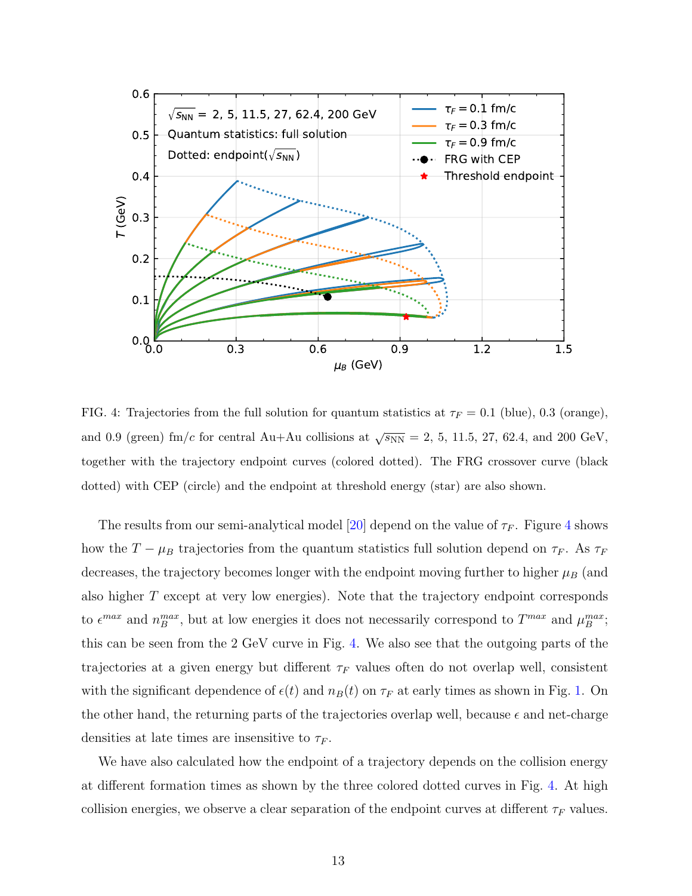FIG. 4: Trajectories from the full solution for quantum statistics at $\tau_F = 0.1$ (blue), 0.3 (orange), and 0.9 (green) fm/$c$ for central Au+Au collisions at $\sqrt{s_{\rm NN}}$ = 2, 5, 11.5, 27, 62.4, and 200 GeV, together with the trajectory endpoint curves (colored dotted). The FRG crossover curve (black dotted) with CEP (circle) and the endpoint at threshold energy (star) are also shown.

The results from our semi-analytical model [20] depend on the value of $\tau_F$. Figure 4 shows how the $T - \mu_B$ trajectories from the quantum statistics full solution depend on $\tau_F$. As $\tau_F$ decreases, the trajectory becomes longer with the endpoint moving further to higher $\mu_B$ (and also higher $T$ except at very low energies). Note that the trajectory endpoint corresponds to $\epsilon^{max}$ and $n_B^{max}$, but at low energies it does not necessarily correspond to $T^{max}$ and $\mu_B^{max}$; this can be seen from the 2 GeV curve in Fig. 4. We also see that the outgoing parts of the trajectories at a given energy but different $\tau_F$ values often do not overlap well, consistent with the significant dependence of $\epsilon(t)$ and $n_B(t)$ on $\tau_F$ at early times as shown in Fig. 1. On the other hand, the returning parts of the trajectories overlap well, because $\epsilon$ and net-charge densities at late times are insensitive to $\tau_F$.

We have also calculated how the endpoint of a trajectory depends on the collision energy at different formation times as shown by the three colored dotted curves in Fig. 4. At high collision energies, we observe a clear separation of the endpoint curves at different $\tau_F$ values.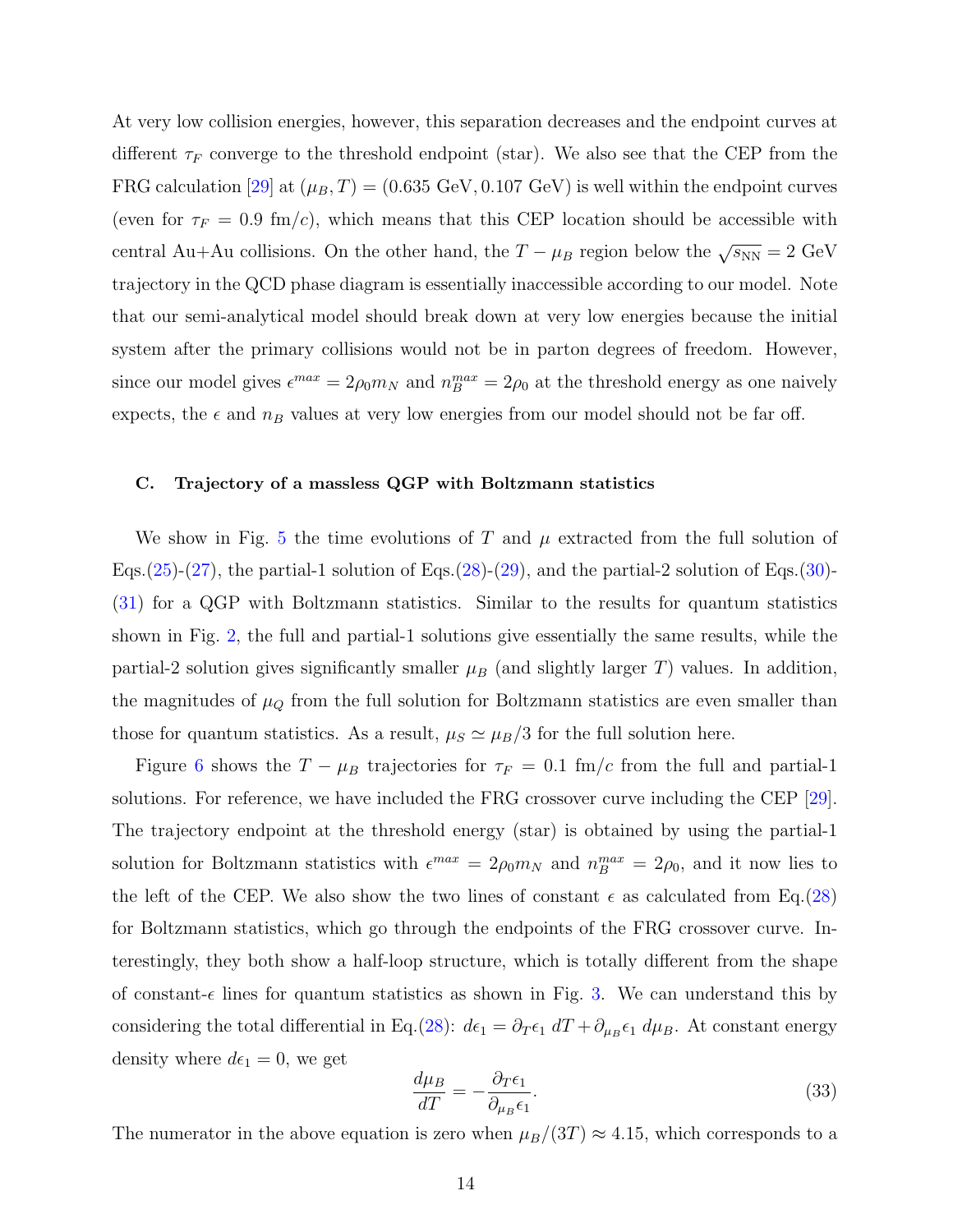At very low collision energies, however, this separation decreases and the endpoint curves at different $\tau_F$ converge to the threshold endpoint (star). We also see that the CEP from the FRG calculation [29] at $(\mu_B, T) = (0.635 \text{ GeV}, 0.107 \text{ GeV})$ is well within the endpoint curves (even for $\tau_F = 0.9$ fm/$c$), which means that this CEP location should be accessible with central Au+Au collisions. On the other hand, the $T - \mu_B$ region below the $\sqrt{s_{\rm NN}} = 2$ GeV trajectory in the QCD phase diagram is essentially inaccessible according to our model. Note that our semi-analytical model should break down at very low energies because the initial system after the primary collisions would not be in parton degrees of freedom. However, since our model gives $\epsilon^{max} = 2\rho_0 m_N$ and $n_B^{max} = 2\rho_0$ at the threshold energy as one naively expects, the $\epsilon$ and $n_B$ values at very low energies from our model should not be far off.

### C. Trajectory of a massless QGP with Boltzmann statistics

We show in Fig. 5 the time evolutions of $T$ and $\mu$ extracted from the full solution of Eqs.(25)-(27), the partial-1 solution of Eqs.(28)-(29), and the partial-2 solution of Eqs.(30)-(31) for a QGP with Boltzmann statistics. Similar to the results for quantum statistics shown in Fig. 2, the full and partial-1 solutions give essentially the same results, while the partial-2 solution gives significantly smaller $\mu_B$ (and slightly larger $T$) values. In addition, the magnitudes of $\mu_Q$ from the full solution for Boltzmann statistics are even smaller than those for quantum statistics. As a result, $\mu_S \simeq \mu_B/3$ for the full solution here.

Figure 6 shows the $T - \mu_B$ trajectories for $\tau_F = 0.1$ fm/$c$ from the full and partial-1 solutions. For reference, we have included the FRG crossover curve including the CEP [29]. The trajectory endpoint at the threshold energy (star) is obtained by using the partial-1 solution for Boltzmann statistics with $\epsilon^{max} = 2\rho_0 m_N$ and $n_B^{max} = 2\rho_0$, and it now lies to the left of the CEP. We also show the two lines of constant $\epsilon$ as calculated from Eq.(28) for Boltzmann statistics, which go through the endpoints of the FRG crossover curve. Interestingly, they both show a half-loop structure, which is totally different from the shape of constant-$\epsilon$ lines for quantum statistics as shown in Fig. 3. We can understand this by considering the total differential in Eq.(28): $d\epsilon_1 = \partial_T \epsilon_1 \, dT + \partial_{\mu_B} \epsilon_1 \, d\mu_B$. At constant energy density where $d\epsilon_1 = 0$, we get

$$\frac{d\mu_B}{dT} = -\frac{\partial_T \epsilon_1}{\partial_{\mu_B} \epsilon_1}. \tag{33}$$

The numerator in the above equation is zero when $\mu_B/(3T) \approx 4.15$, which corresponds to a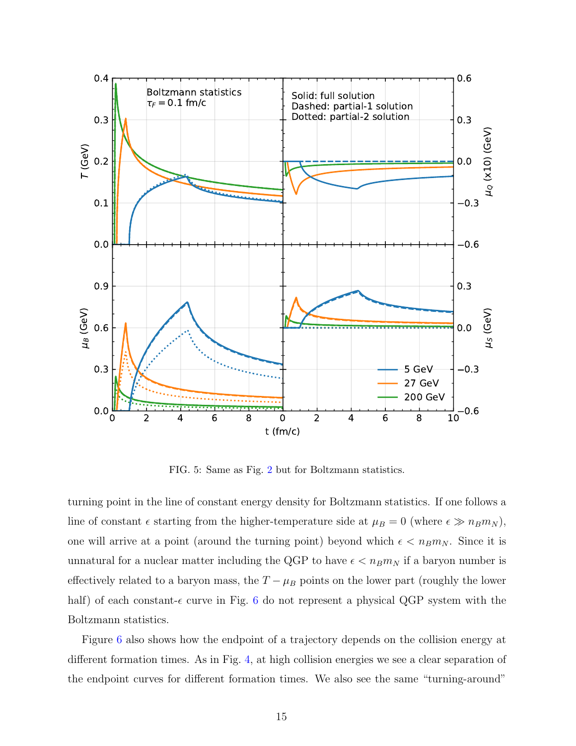FIG. 5: Same as Fig. 2 but for Boltzmann statistics.

turning point in the line of constant energy density for Boltzmann statistics. If one follows a line of constant $\epsilon$ starting from the higher-temperature side at $\mu_B = 0$ (where $\epsilon \gg n_B m_N$), one will arrive at a point (around the turning point) beyond which $\epsilon < n_B m_N$. Since it is unnatural for a nuclear matter including the QGP to have $\epsilon < n_B m_N$ if a baryon number is effectively related to a baryon mass, the $T-\mu_B$ points on the lower part (roughly the lower half) of each constant-$\epsilon$ curve in Fig. 6 do not represent a physical QGP system with the Boltzmann statistics.

Figure 6 also shows how the endpoint of a trajectory depends on the collision energy at different formation times. As in Fig. 4, at high collision energies we see a clear separation of the endpoint curves for different formation times. We also see the same "turning-around"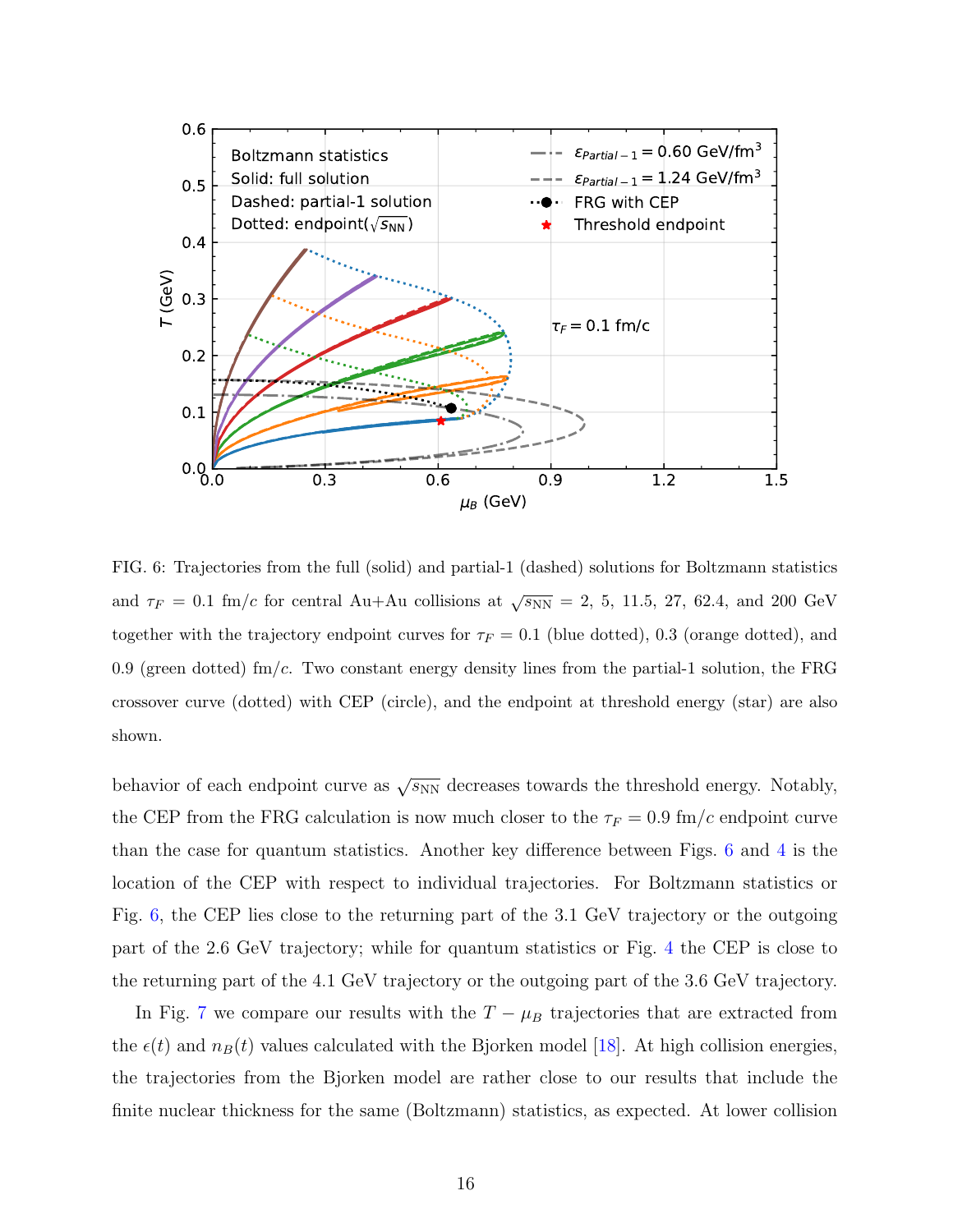FIG. 6: Trajectories from the full (solid) and partial-1 (dashed) solutions for Boltzmann statistics and $\tau_F = 0.1$ fm/$c$ for central Au+Au collisions at $\sqrt{s_{\rm NN}} = 2$, 5, 11.5, 27, 62.4, and 200 GeV together with the trajectory endpoint curves for $\tau_F = 0.1$ (blue dotted), 0.3 (orange dotted), and 0.9 (green dotted) fm/$c$. Two constant energy density lines from the partial-1 solution, the FRG crossover curve (dotted) with CEP (circle), and the endpoint at threshold energy (star) are also shown.

behavior of each endpoint curve as $\sqrt{s_{\rm NN}}$ decreases towards the threshold energy. Notably, the CEP from the FRG calculation is now much closer to the $\tau_F = 0.9$ fm/$c$ endpoint curve than the case for quantum statistics. Another key difference between Figs. 6 and 4 is the location of the CEP with respect to individual trajectories. For Boltzmann statistics or Fig. 6, the CEP lies close to the returning part of the 3.1 GeV trajectory or the outgoing part of the 2.6 GeV trajectory; while for quantum statistics or Fig. 4 the CEP is close to the returning part of the 4.1 GeV trajectory or the outgoing part of the 3.6 GeV trajectory.

In Fig. 7 we compare our results with the $T - \mu_B$ trajectories that are extracted from the $\epsilon(t)$ and $n_B(t)$ values calculated with the Bjorken model [18]. At high collision energies, the trajectories from the Bjorken model are rather close to our results that include the finite nuclear thickness for the same (Boltzmann) statistics, as expected. At lower collision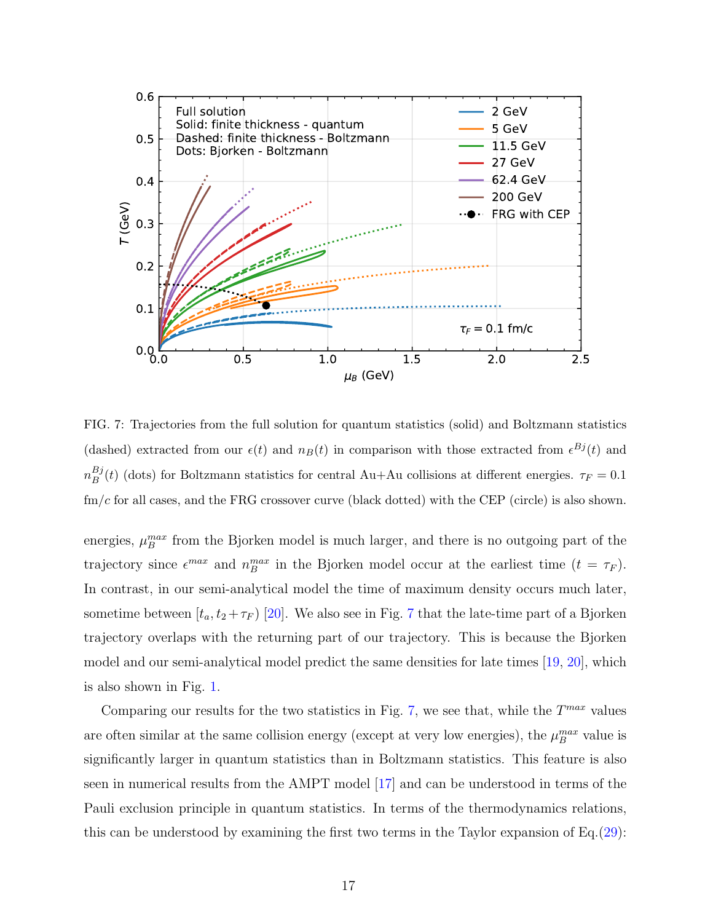FIG. 7: Trajectories from the full solution for quantum statistics (solid) and Boltzmann statistics (dashed) extracted from our $\epsilon(t)$ and $n_B(t)$ in comparison with those extracted from $\epsilon^{Bj}(t)$ and $n_B^{Bj}(t)$ (dots) for Boltzmann statistics for central Au+Au collisions at different energies. $\tau_F = 0.1$ fm/$c$ for all cases, and the FRG crossover curve (black dotted) with the CEP (circle) is also shown.

energies, $\mu_B^{max}$ from the Bjorken model is much larger, and there is no outgoing part of the trajectory since $\epsilon^{max}$ and $n_B^{max}$ in the Bjorken model occur at the earliest time ($t = \tau_F$). In contrast, in our semi-analytical model the time of maximum density occurs much later, sometime between $[t_a, t_2 + \tau_F)$ [20]. We also see in Fig. 7 that the late-time part of a Bjorken trajectory overlaps with the returning part of our trajectory. This is because the Bjorken model and our semi-analytical model predict the same densities for late times [19, 20], which is also shown in Fig. 1.

Comparing our results for the two statistics in Fig. 7, we see that, while the $T^{max}$ values are often similar at the same collision energy (except at very low energies), the $\mu_B^{max}$ value is significantly larger in quantum statistics than in Boltzmann statistics. This feature is also seen in numerical results from the AMPT model [17] and can be understood in terms of the Pauli exclusion principle in quantum statistics. In terms of the thermodynamics relations, this can be understood by examining the first two terms in the Taylor expansion of Eq.(29):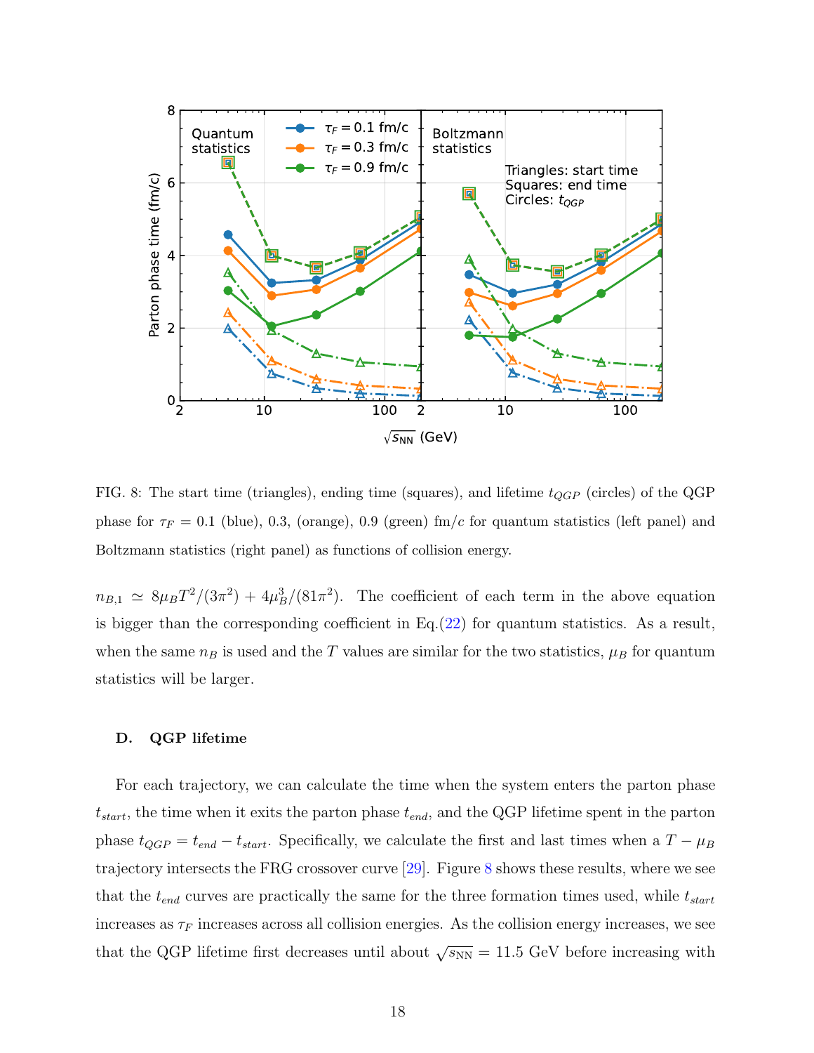FIG. 8: The start time (triangles), ending time (squares), and lifetime $t_{QGP}$ (circles) of the QGP phase for $\tau_F = 0.1$ (blue), 0.3, (orange), 0.9 (green) fm/$c$ for quantum statistics (left panel) and Boltzmann statistics (right panel) as functions of collision energy.

$n_{B,1} \simeq 8\mu_B T^2/(3\pi^2) + 4\mu_B^3/(81\pi^2)$. The coefficient of each term in the above equation is bigger than the corresponding coefficient in Eq.(22) for quantum statistics. As a result, when the same $n_B$ is used and the $T$ values are similar for the two statistics, $\mu_B$ for quantum statistics will be larger.

### D. QGP lifetime

For each trajectory, we can calculate the time when the system enters the parton phase $t_{start}$, the time when it exits the parton phase $t_{end}$, and the QGP lifetime spent in the parton phase $t_{QGP} = t_{end} - t_{start}$. Specifically, we calculate the first and last times when a $T - \mu_B$ trajectory intersects the FRG crossover curve [29]. Figure 8 shows these results, where we see that the $t_{end}$ curves are practically the same for the three formation times used, while $t_{start}$ increases as $\tau_F$ increases across all collision energies. As the collision energy increases, we see that the QGP lifetime first decreases until about $\sqrt{s_{\rm NN}} = 11.5$ GeV before increasing with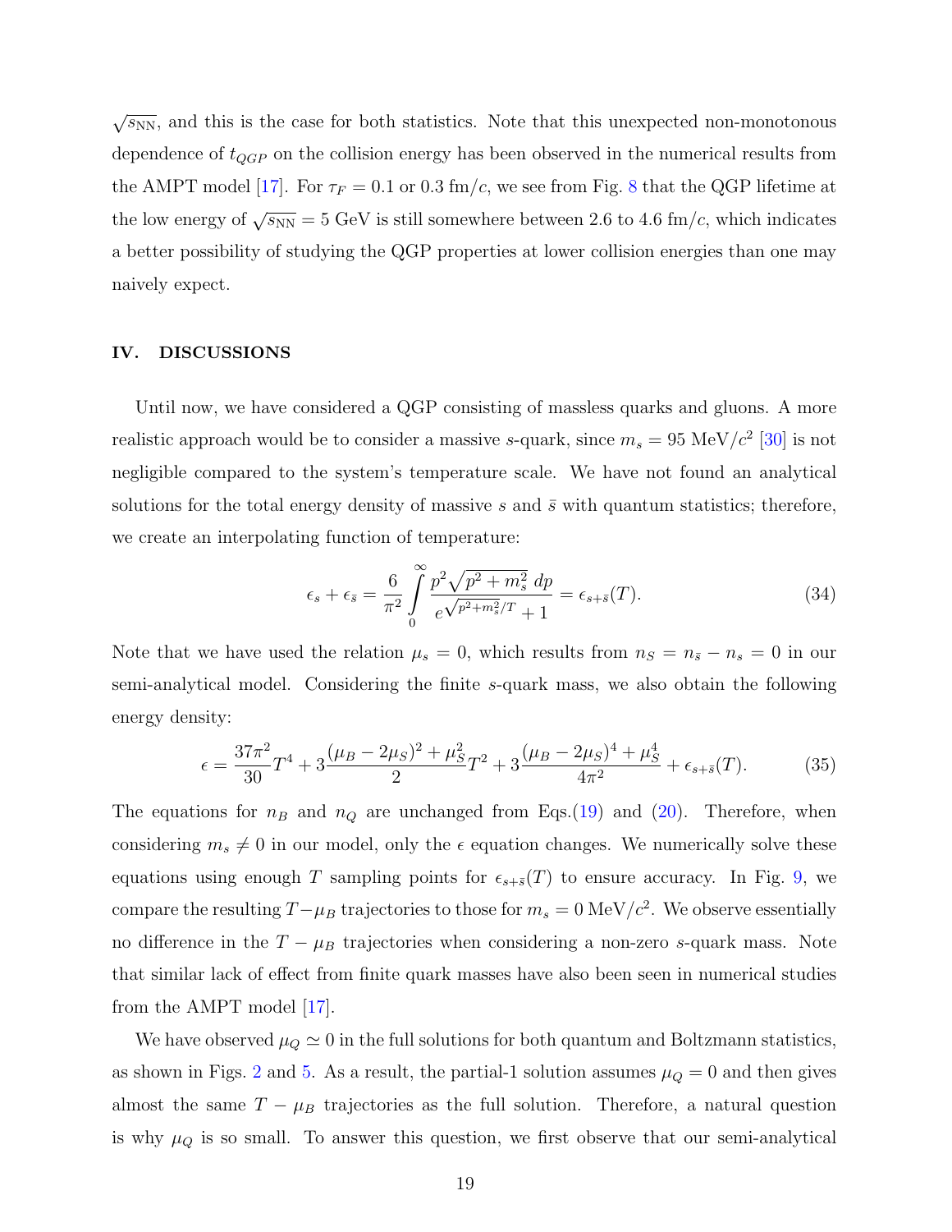$\sqrt{s_{\rm NN}}$, and this is the case for both statistics. Note that this unexpected non-monotonous dependence of $t_{QGP}$ on the collision energy has been observed in the numerical results from the AMPT model [17]. For $\tau_F = 0.1$ or $0.3$ fm/$c$, we see from Fig. 8 that the QGP lifetime at the low energy of $\sqrt{s_{\rm NN}} = 5$ GeV is still somewhere between 2.6 to 4.6 fm/$c$, which indicates a better possibility of studying the QGP properties at lower collision energies than one may naively expect.

## IV. DISCUSSIONS

Until now, we have considered a QGP consisting of massless quarks and gluons. A more realistic approach would be to consider a massive $s$-quark, since $m_s = 95$ MeV/$c^2$ [30] is not negligible compared to the system's temperature scale. We have not found an analytical solutions for the total energy density of massive $s$ and $\bar{s}$ with quantum statistics; therefore, we create an interpolating function of temperature:

$$\epsilon_s + \epsilon_{\bar{s}} = \frac{6}{\pi^2} \int_0^\infty \frac{p^2\sqrt{p^2+m_s^2}\; dp}{e^{\sqrt{p^2+m_s^2}/T}+1} = \epsilon_{s+\bar{s}}(T). \tag{34}$$

Note that we have used the relation $\mu_s = 0$, which results from $n_S = n_{\bar{s}} - n_s = 0$ in our semi-analytical model. Considering the finite $s$-quark mass, we also obtain the following energy density:

$$\epsilon = \frac{37\pi^2}{30}T^4 + 3\frac{(\mu_B - 2\mu_S)^2 + \mu_S^2}{2}T^2 + 3\frac{(\mu_B - 2\mu_S)^4 + \mu_S^4}{4\pi^2} + \epsilon_{s+\bar{s}}(T). \tag{35}$$

The equations for $n_B$ and $n_Q$ are unchanged from Eqs.(19) and (20). Therefore, when considering $m_s \neq 0$ in our model, only the $\epsilon$ equation changes. We numerically solve these equations using enough $T$ sampling points for $\epsilon_{s+\bar{s}}(T)$ to ensure accuracy. In Fig. 9, we compare the resulting $T-\mu_B$ trajectories to those for $m_s = 0$ MeV/$c^2$. We observe essentially no difference in the $T-\mu_B$ trajectories when considering a non-zero $s$-quark mass. Note that similar lack of effect from finite quark masses have also been seen in numerical studies from the AMPT model [17].

We have observed $\mu_Q \simeq 0$ in the full solutions for both quantum and Boltzmann statistics, as shown in Figs. 2 and 5. As a result, the partial-1 solution assumes $\mu_Q = 0$ and then gives almost the same $T-\mu_B$ trajectories as the full solution. Therefore, a natural question is why $\mu_Q$ is so small. To answer this question, we first observe that our semi-analytical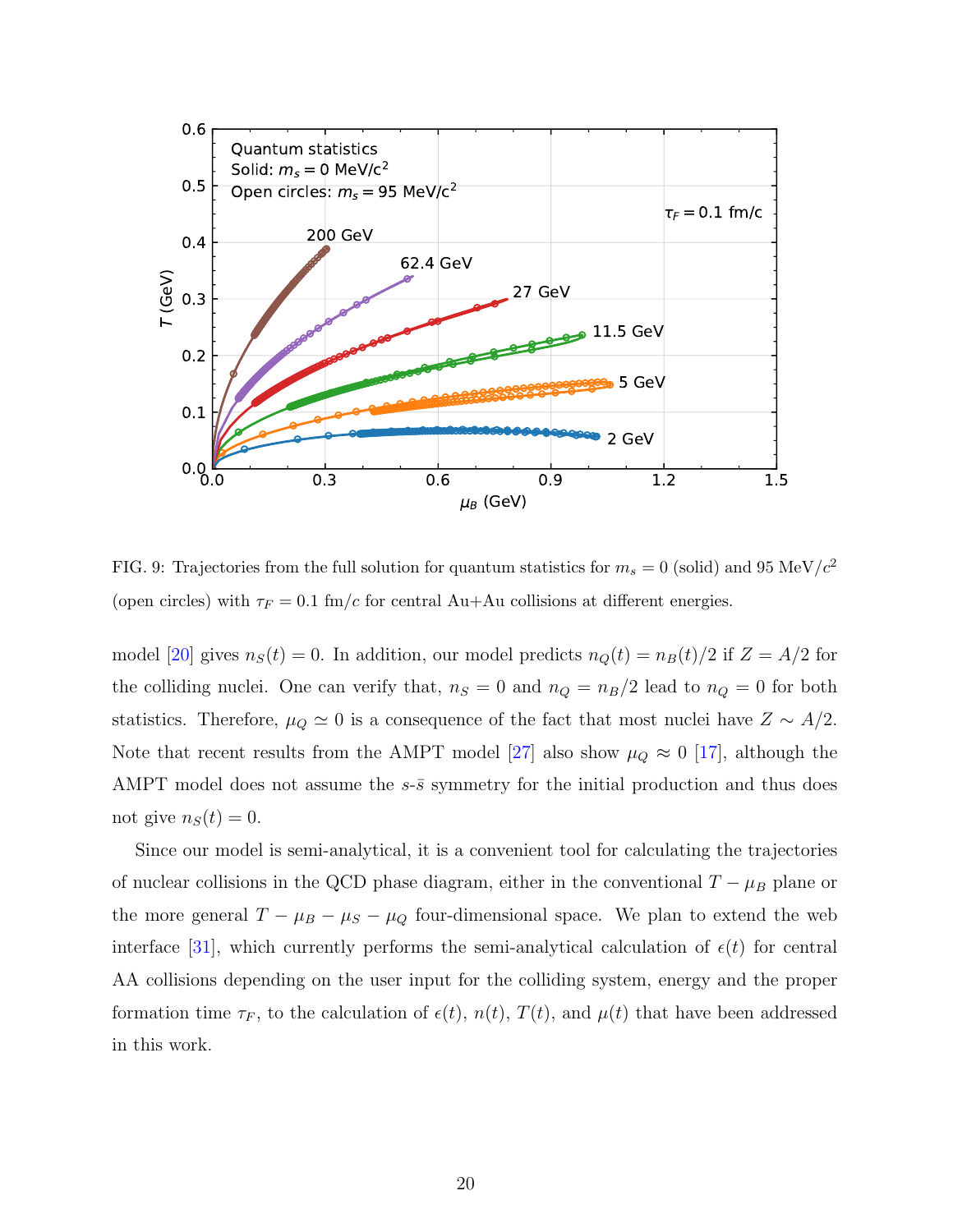FIG. 9: Trajectories from the full solution for quantum statistics for $m_s = 0$ (solid) and 95 MeV/$c^2$ (open circles) with $\tau_F = 0.1$ fm/$c$ for central Au+Au collisions at different energies.

model [20] gives $n_S(t) = 0$. In addition, our model predicts $n_Q(t) = n_B(t)/2$ if $Z = A/2$ for the colliding nuclei. One can verify that, $n_S = 0$ and $n_Q = n_B/2$ lead to $n_Q = 0$ for both statistics. Therefore, $\mu_Q \simeq 0$ is a consequence of the fact that most nuclei have $Z \sim A/2$. Note that recent results from the AMPT model [27] also show $\mu_Q \approx 0$ [17], although the AMPT model does not assume the $s$-$\bar{s}$ symmetry for the initial production and thus does not give $n_S(t) = 0$.

Since our model is semi-analytical, it is a convenient tool for calculating the trajectories of nuclear collisions in the QCD phase diagram, either in the conventional $T - \mu_B$ plane or the more general $T - \mu_B - \mu_S - \mu_Q$ four-dimensional space. We plan to extend the web interface [31], which currently performs the semi-analytical calculation of $\epsilon(t)$ for central AA collisions depending on the user input for the colliding system, energy and the proper formation time $\tau_F$, to the calculation of $\epsilon(t)$, $n(t)$, $T(t)$, and $\mu(t)$ that have been addressed in this work.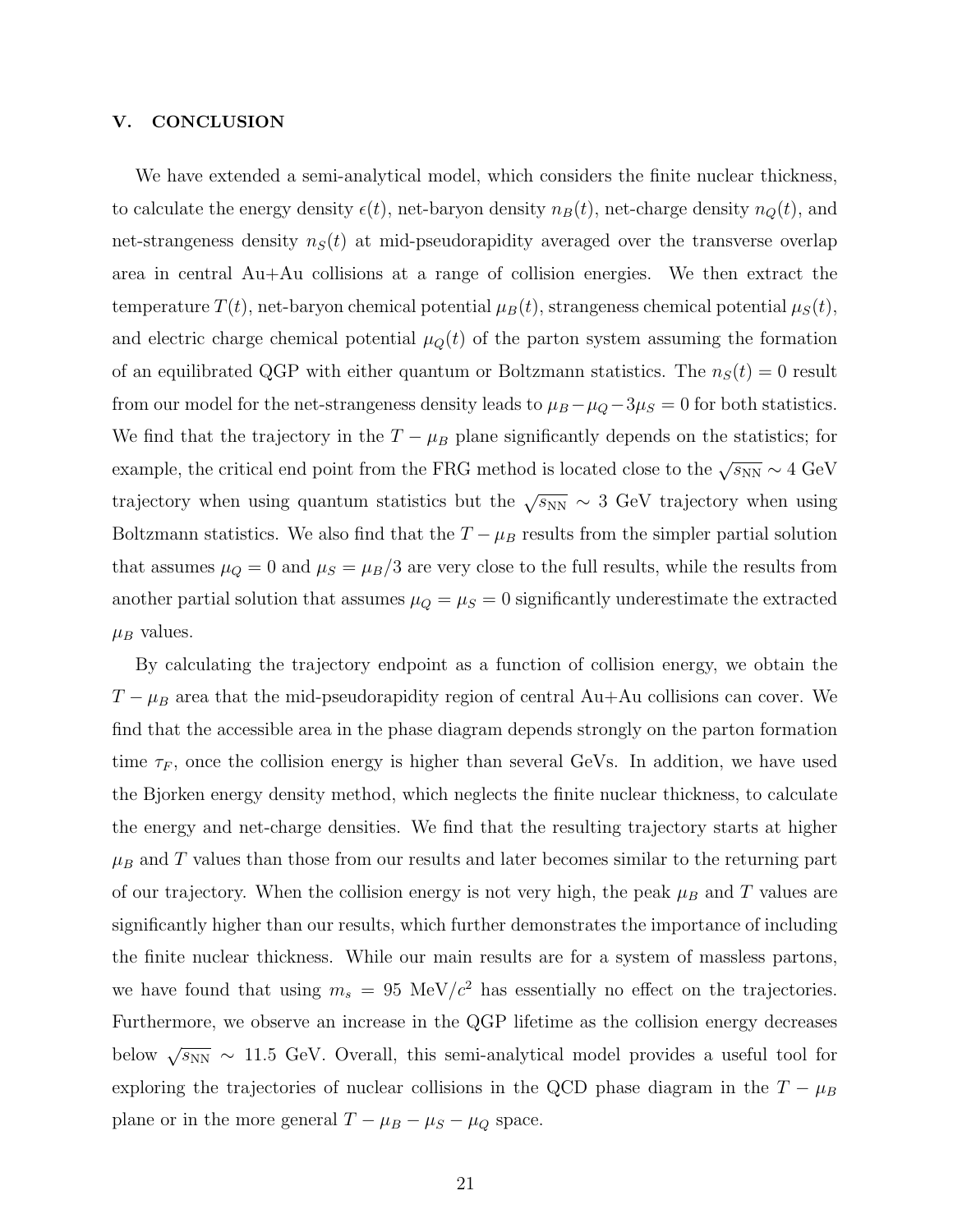## V. CONCLUSION

We have extended a semi-analytical model, which considers the finite nuclear thickness, to calculate the energy density $\epsilon(t)$, net-baryon density $n_B(t)$, net-charge density $n_Q(t)$, and net-strangeness density $n_S(t)$ at mid-pseudorapidity averaged over the transverse overlap area in central Au+Au collisions at a range of collision energies. We then extract the temperature $T(t)$, net-baryon chemical potential $\mu_B(t)$, strangeness chemical potential $\mu_S(t)$, and electric charge chemical potential $\mu_Q(t)$ of the parton system assuming the formation of an equilibrated QGP with either quantum or Boltzmann statistics. The $n_S(t) = 0$ result from our model for the net-strangeness density leads to $\mu_B - \mu_Q - 3\mu_S = 0$ for both statistics. We find that the trajectory in the $T - \mu_B$ plane significantly depends on the statistics; for example, the critical end point from the FRG method is located close to the $\sqrt{s_{\rm NN}} \sim 4$ GeV trajectory when using quantum statistics but the $\sqrt{s_{\rm NN}} \sim 3$ GeV trajectory when using Boltzmann statistics. We also find that the $T - \mu_B$ results from the simpler partial solution that assumes $\mu_Q = 0$ and $\mu_S = \mu_B/3$ are very close to the full results, while the results from another partial solution that assumes $\mu_Q = \mu_S = 0$ significantly underestimate the extracted $\mu_B$ values.

By calculating the trajectory endpoint as a function of collision energy, we obtain the $T - \mu_B$ area that the mid-pseudorapidity region of central Au+Au collisions can cover. We find that the accessible area in the phase diagram depends strongly on the parton formation time $\tau_F$, once the collision energy is higher than several GeVs. In addition, we have used the Bjorken energy density method, which neglects the finite nuclear thickness, to calculate the energy and net-charge densities. We find that the resulting trajectory starts at higher $\mu_B$ and $T$ values than those from our results and later becomes similar to the returning part of our trajectory. When the collision energy is not very high, the peak $\mu_B$ and $T$ values are significantly higher than our results, which further demonstrates the importance of including the finite nuclear thickness. While our main results are for a system of massless partons, we have found that using $m_s = 95$ MeV$/c^2$ has essentially no effect on the trajectories. Furthermore, we observe an increase in the QGP lifetime as the collision energy decreases below $\sqrt{s_{\rm NN}} \sim 11.5$ GeV. Overall, this semi-analytical model provides a useful tool for exploring the trajectories of nuclear collisions in the QCD phase diagram in the $T - \mu_B$ plane or in the more general $T - \mu_B - \mu_S - \mu_Q$ space.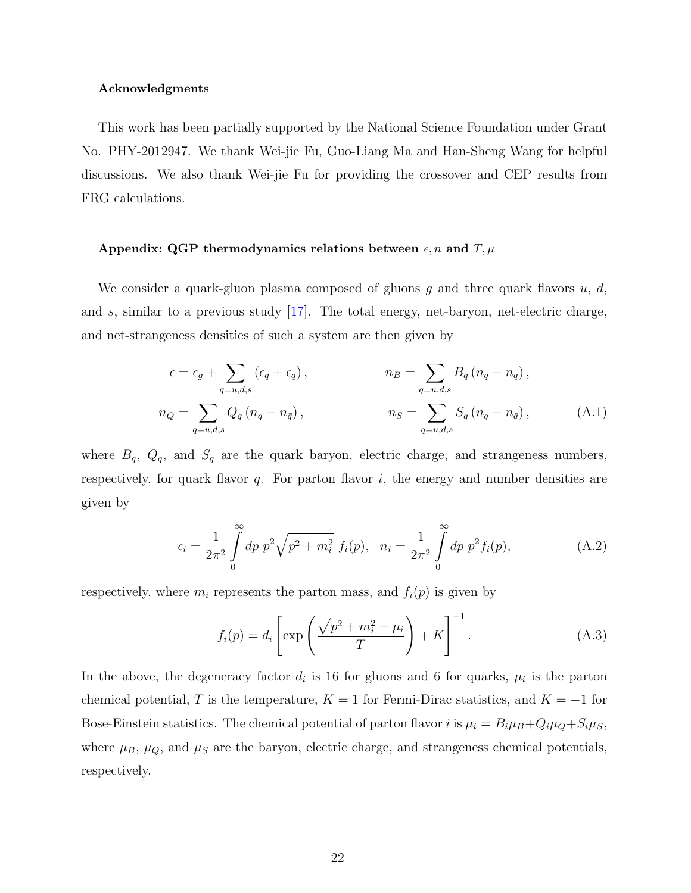### Acknowledgments

This work has been partially supported by the National Science Foundation under Grant No. PHY-2012947. We thank Wei-jie Fu, Guo-Liang Ma and Han-Sheng Wang for helpful discussions. We also thank Wei-jie Fu for providing the crossover and CEP results from FRG calculations.

### Appendix: QGP thermodynamics relations between $\epsilon, n$ and $T, \mu$

We consider a quark-gluon plasma composed of gluons $g$ and three quark flavors $u$, $d$, and $s$, similar to a previous study [17]. The total energy, net-baryon, net-electric charge, and net-strangeness densities of such a system are then given by

$$\epsilon = \epsilon_g + \sum_{q=u,d,s} \left(\epsilon_q + \epsilon_{\bar{q}}\right), \qquad n_B = \sum_{q=u,d,s} B_q \left(n_q - n_{\bar{q}}\right),$$
$$n_Q = \sum_{q=u,d,s} Q_q \left(n_q - n_{\bar{q}}\right), \qquad n_S = \sum_{q=u,d,s} S_q \left(n_q - n_{\bar{q}}\right), \tag{A.1}$$

where $B_q$, $Q_q$, and $S_q$ are the quark baryon, electric charge, and strangeness numbers, respectively, for quark flavor $q$. For parton flavor $i$, the energy and number densities are given by

$$\epsilon_i = \frac{1}{2\pi^2} \int_0^\infty dp\ p^2 \sqrt{p^2 + m_i^2}\ f_i(p), \quad n_i = \frac{1}{2\pi^2} \int_0^\infty dp\ p^2 f_i(p), \tag{A.2}$$

respectively, where $m_i$ represents the parton mass, and $f_i(p)$ is given by

$$f_i(p) = d_i \left[ \exp\left( \frac{\sqrt{p^2 + m_i^2} - \mu_i}{T} \right) + K \right]^{-1}. \tag{A.3}$$

In the above, the degeneracy factor $d_i$ is 16 for gluons and 6 for quarks, $\mu_i$ is the parton chemical potential, $T$ is the temperature, $K = 1$ for Fermi-Dirac statistics, and $K = -1$ for Bose-Einstein statistics. The chemical potential of parton flavor $i$ is $\mu_i = B_i\mu_B + Q_i\mu_Q + S_i\mu_S$, where $\mu_B$, $\mu_Q$, and $\mu_S$ are the baryon, electric charge, and strangeness chemical potentials, respectively.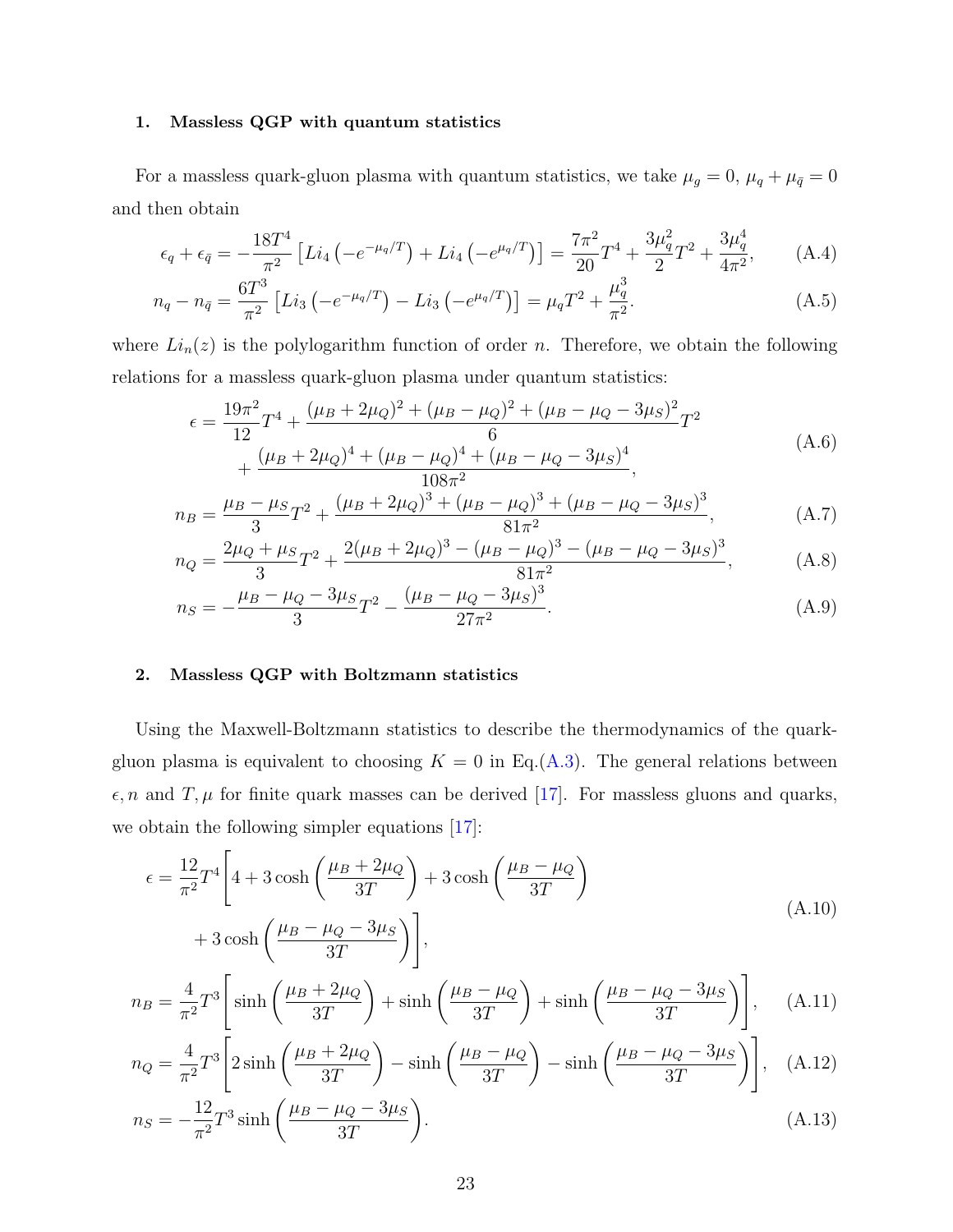### 1. Massless QGP with quantum statistics

For a massless quark-gluon plasma with quantum statistics, we take $\mu_g = 0$, $\mu_q + \mu_{\bar{q}} = 0$ and then obtain

$$
\epsilon_q + \epsilon_{\bar{q}} = -\frac{18T^4}{\pi^2}\left[Li_4\left(-e^{-\mu_q/T}\right) + Li_4\left(-e^{\mu_q/T}\right)\right] = \frac{7\pi^2}{20}T^4 + \frac{3\mu_q^2}{2}T^2 + \frac{3\mu_q^4}{4\pi^2}, \tag{A.4}
$$

$$
n_q - n_{\bar{q}} = \frac{6T^3}{\pi^2}\left[Li_3\left(-e^{-\mu_q/T}\right) - Li_3\left(-e^{\mu_q/T}\right)\right] = \mu_q T^2 + \frac{\mu_q^3}{\pi^2}. \tag{A.5}
$$

where $Li_n(z)$ is the polylogarithm function of order $n$. Therefore, we obtain the following relations for a massless quark-gluon plasma under quantum statistics:

$$
\begin{aligned}
\epsilon = &\frac{19\pi^2}{12}T^4 + \frac{(\mu_B + 2\mu_Q)^2 + (\mu_B - \mu_Q)^2 + (\mu_B - \mu_Q - 3\mu_S)^2}{6}T^2 \\
&+ \frac{(\mu_B + 2\mu_Q)^4 + (\mu_B - \mu_Q)^4 + (\mu_B - \mu_Q - 3\mu_S)^4}{108\pi^2},
\end{aligned} \tag{A.6}
$$

$$
n_B = \frac{\mu_B - \mu_S}{3}T^2 + \frac{(\mu_B + 2\mu_Q)^3 + (\mu_B - \mu_Q)^3 + (\mu_B - \mu_Q - 3\mu_S)^3}{81\pi^2}, \tag{A.7}
$$

$$
n_Q = \frac{2\mu_Q + \mu_S}{3}T^2 + \frac{2(\mu_B + 2\mu_Q)^3 - (\mu_B - \mu_Q)^3 - (\mu_B - \mu_Q - 3\mu_S)^3}{81\pi^2}, \tag{A.8}
$$

$$
n_S = -\frac{\mu_B - \mu_Q - 3\mu_S}{3}T^2 - \frac{(\mu_B - \mu_Q - 3\mu_S)^3}{27\pi^2}. \tag{A.9}
$$

### 2. Massless QGP with Boltzmann statistics

Using the Maxwell-Boltzmann statistics to describe the thermodynamics of the quark-gluon plasma is equivalent to choosing $K = 0$ in Eq.(A.3). The general relations between $\epsilon, n$ and $T, \mu$ for finite quark masses can be derived [17]. For massless gluons and quarks, we obtain the following simpler equations [17]:

$$
\begin{aligned}
\epsilon = \frac{12}{\pi^2}T^4\Bigg[&4 + 3\cosh\left(\frac{\mu_B + 2\mu_Q}{3T}\right) + 3\cosh\left(\frac{\mu_B - \mu_Q}{3T}\right) \\
&+ 3\cosh\left(\frac{\mu_B - \mu_Q - 3\mu_S}{3T}\right)\Bigg],
\end{aligned} \tag{A.10}
$$

$$
n_B = \frac{4}{\pi^2}T^3\left[\sinh\left(\frac{\mu_B + 2\mu_Q}{3T}\right) + \sinh\left(\frac{\mu_B - \mu_Q}{3T}\right) + \sinh\left(\frac{\mu_B - \mu_Q - 3\mu_S}{3T}\right)\right], \tag{A.11}
$$

$$
n_Q = \frac{4}{\pi^2}T^3\left[2\sinh\left(\frac{\mu_B + 2\mu_Q}{3T}\right) - \sinh\left(\frac{\mu_B - \mu_Q}{3T}\right) - \sinh\left(\frac{\mu_B - \mu_Q - 3\mu_S}{3T}\right)\right], \tag{A.12}
$$

$$
n_S = -\frac{12}{\pi^2}T^3\sinh\left(\frac{\mu_B - \mu_Q - 3\mu_S}{3T}\right). \tag{A.13}
$$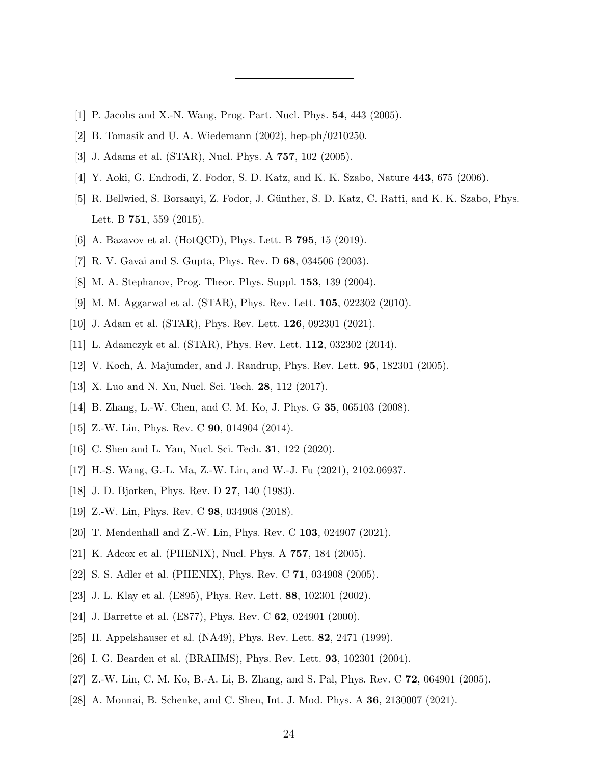[1] P. Jacobs and X.-N. Wang, Prog. Part. Nucl. Phys. **54**, 443 (2005).

[2] B. Tomasik and U. A. Wiedemann (2002), hep-ph/0210250.

[3] J. Adams et al. (STAR), Nucl. Phys. A **757**, 102 (2005).

[4] Y. Aoki, G. Endrodi, Z. Fodor, S. D. Katz, and K. K. Szabo, Nature **443**, 675 (2006).

[5] R. Bellwied, S. Borsanyi, Z. Fodor, J. Günther, S. D. Katz, C. Ratti, and K. K. Szabo, Phys. Lett. B **751**, 559 (2015).

[6] A. Bazavov et al. (HotQCD), Phys. Lett. B **795**, 15 (2019).

[7] R. V. Gavai and S. Gupta, Phys. Rev. D **68**, 034506 (2003).

[8] M. A. Stephanov, Prog. Theor. Phys. Suppl. **153**, 139 (2004).

[9] M. M. Aggarwal et al. (STAR), Phys. Rev. Lett. **105**, 022302 (2010).

[10] J. Adam et al. (STAR), Phys. Rev. Lett. **126**, 092301 (2021).

[11] L. Adamczyk et al. (STAR), Phys. Rev. Lett. **112**, 032302 (2014).

[12] V. Koch, A. Majumder, and J. Randrup, Phys. Rev. Lett. **95**, 182301 (2005).

[13] X. Luo and N. Xu, Nucl. Sci. Tech. **28**, 112 (2017).

[14] B. Zhang, L.-W. Chen, and C. M. Ko, J. Phys. G **35**, 065103 (2008).

[15] Z.-W. Lin, Phys. Rev. C **90**, 014904 (2014).

[16] C. Shen and L. Yan, Nucl. Sci. Tech. **31**, 122 (2020).

[17] H.-S. Wang, G.-L. Ma, Z.-W. Lin, and W.-J. Fu (2021), 2102.06937.

[18] J. D. Bjorken, Phys. Rev. D **27**, 140 (1983).

[19] Z.-W. Lin, Phys. Rev. C **98**, 034908 (2018).

[20] T. Mendenhall and Z.-W. Lin, Phys. Rev. C **103**, 024907 (2021).

[21] K. Adcox et al. (PHENIX), Nucl. Phys. A **757**, 184 (2005).

[22] S. S. Adler et al. (PHENIX), Phys. Rev. C **71**, 034908 (2005).

[23] J. L. Klay et al. (E895), Phys. Rev. Lett. **88**, 102301 (2002).

[24] J. Barrette et al. (E877), Phys. Rev. C **62**, 024901 (2000).

[25] H. Appelshauser et al. (NA49), Phys. Rev. Lett. **82**, 2471 (1999).

[26] I. G. Bearden et al. (BRAHMS), Phys. Rev. Lett. **93**, 102301 (2004).

[27] Z.-W. Lin, C. M. Ko, B.-A. Li, B. Zhang, and S. Pal, Phys. Rev. C **72**, 064901 (2005).

[28] A. Monnai, B. Schenke, and C. Shen, Int. J. Mod. Phys. A **36**, 2130007 (2021).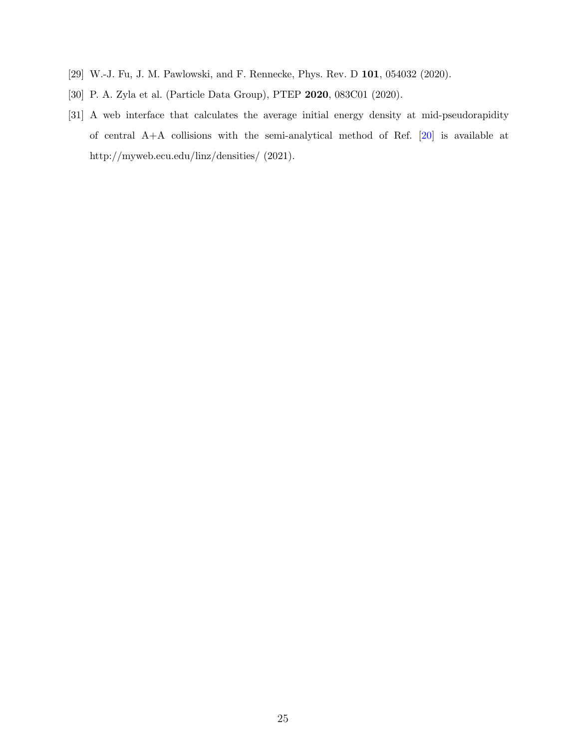[29] W.-J. Fu, J. M. Pawlowski, and F. Rennecke, Phys. Rev. D **101**, 054032 (2020).

[30] P. A. Zyla et al. (Particle Data Group), PTEP **2020**, 083C01 (2020).

[31] A web interface that calculates the average initial energy density at mid-pseudorapidity of central A+A collisions with the semi-analytical method of Ref. [20] is available at http://myweb.ecu.edu/linz/densities/ (2021).